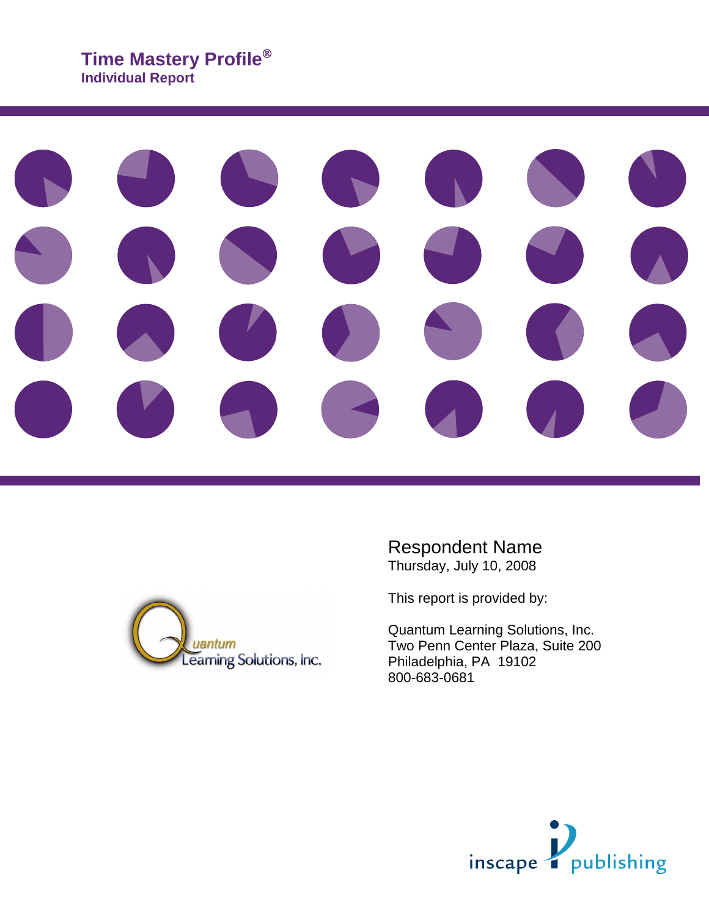# Time Mastery Profile®

**Individual Report**

Respondent Name
Thursday, July 10, 2008

This report is provided by:

Quantum Learning Solutions, Inc.
Two Penn Center Plaza, Suite 200
Philadelphia, PA 19102
800-683-0681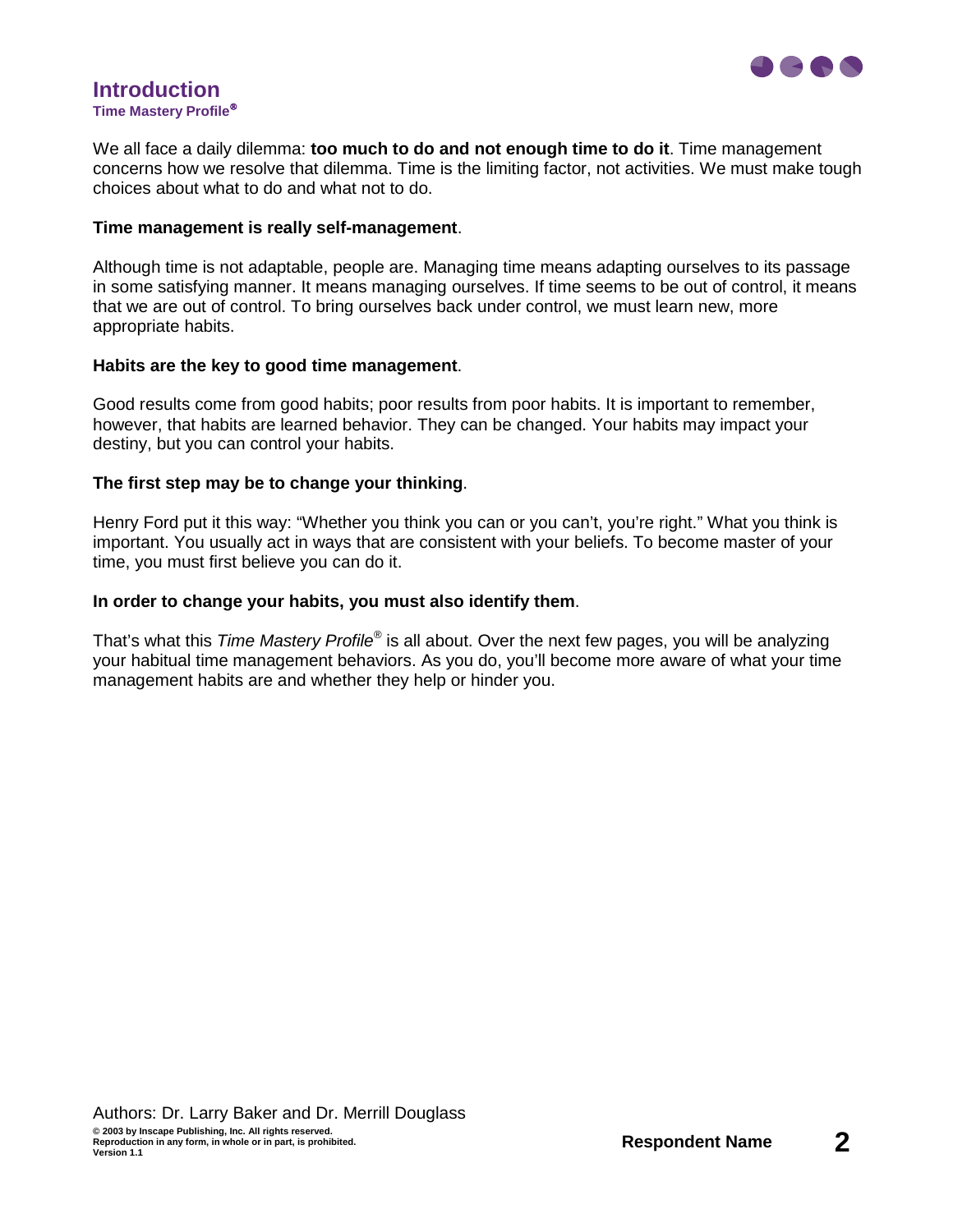# Introduction

**Time Mastery Profile®**

We all face a daily dilemma: **too much to do and not enough time to do it**. Time management concerns how we resolve that dilemma. Time is the limiting factor, not activities. We must make tough choices about what to do and what not to do.

**Time management is really self-management**.

Although time is not adaptable, people are. Managing time means adapting ourselves to its passage in some satisfying manner. It means managing ourselves. If time seems to be out of control, it means that we are out of control. To bring ourselves back under control, we must learn new, more appropriate habits.

**Habits are the key to good time management**.

Good results come from good habits; poor results from poor habits. It is important to remember, however, that habits are learned behavior. They can be changed. Your habits may impact your destiny, but you can control your habits.

**The first step may be to change your thinking**.

Henry Ford put it this way: "Whether you think you can or you can't, you're right." What you think is important. You usually act in ways that are consistent with your beliefs. To become master of your time, you must first believe you can do it.

**In order to change your habits, you must also identify them**.

That's what this *Time Mastery Profile®* is all about. Over the next few pages, you will be analyzing your habitual time management behaviors. As you do, you'll become more aware of what your time management habits are and whether they help or hinder you.

Authors: Dr. Larry Baker and Dr. Merrill Douglass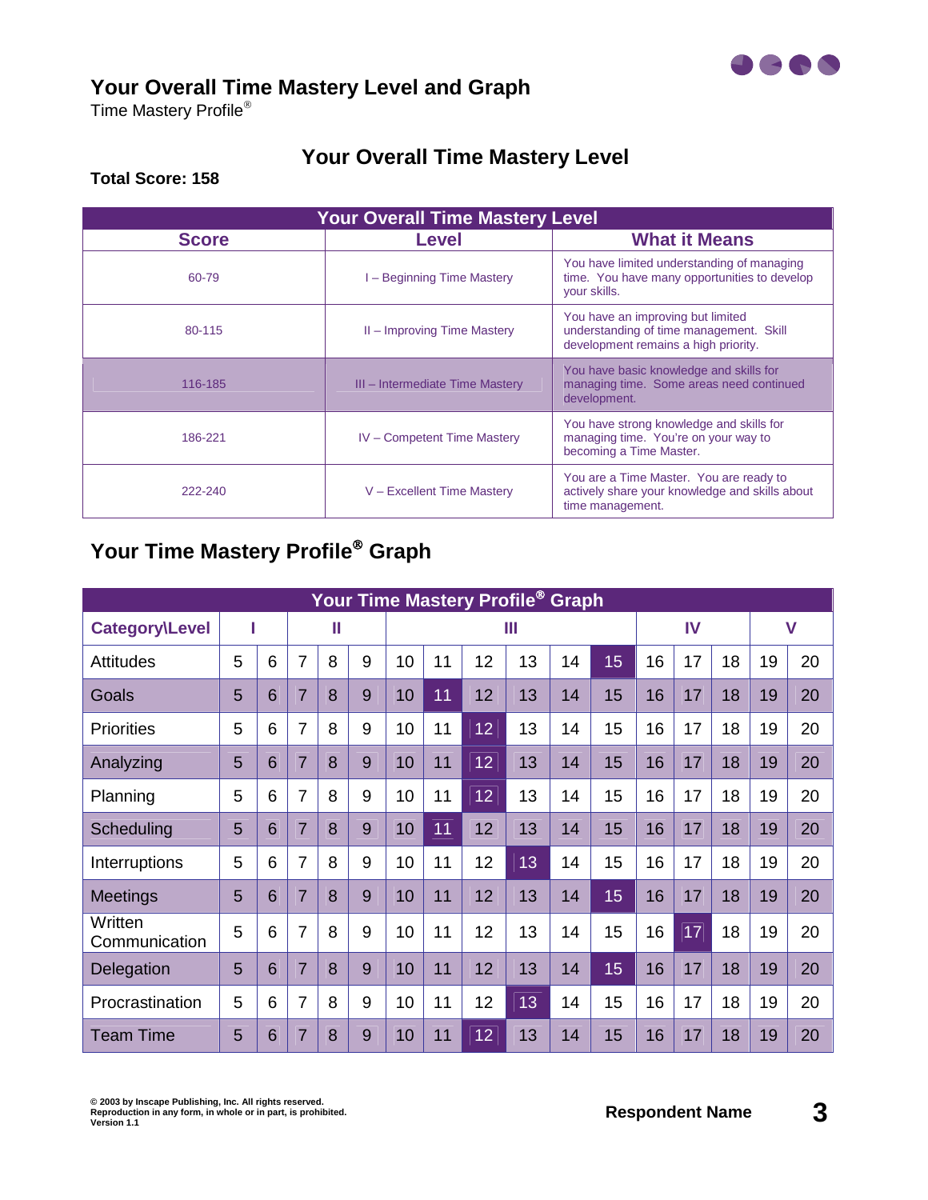# Your Overall Time Mastery Level and Graph

Time Mastery Profile®

## Your Overall Time Mastery Level

**Total Score: 158**

| Your Overall Time Mastery Level | | |
|---|---|---|
| **Score** | **Level** | **What it Means** |
| 60-79 | I – Beginning Time Mastery | You have limited understanding of managing time. You have many opportunities to develop your skills. |
| 80-115 | II – Improving Time Mastery | You have an improving but limited understanding of time management. Skill development remains a high priority. |
| 116-185 | III – Intermediate Time Mastery | You have basic knowledge and skills for managing time. Some areas need continued development. |
| 186-221 | IV – Competent Time Mastery | You have strong knowledge and skills for managing time. You're on your way to becoming a Time Master. |
| 222-240 | V – Excellent Time Mastery | You are a Time Master. You are ready to actively share your knowledge and skills about time management. |

## Your Time Mastery Profile® Graph

| Category\Level | I | | II | | | III | | | | | | IV | | | V | |
|---|---|---|---|---|---|---|---|---|---|---|---|---|---|---|---|---|
| Attitudes | 5 | 6 | 7 | 8 | 9 | 10 | 11 | 12 | 13 | 14 | **15** | 16 | 17 | 18 | 19 | 20 |
| Goals | 5 | 6 | 7 | 8 | 9 | 10 | **11** | 12 | 13 | 14 | 15 | 16 | 17 | 18 | 19 | 20 |
| Priorities | 5 | 6 | 7 | 8 | 9 | 10 | 11 | **12** | 13 | 14 | 15 | 16 | 17 | 18 | 19 | 20 |
| Analyzing | 5 | 6 | 7 | 8 | 9 | 10 | 11 | **12** | 13 | 14 | 15 | 16 | 17 | 18 | 19 | 20 |
| Planning | 5 | 6 | 7 | 8 | 9 | 10 | 11 | **12** | 13 | 14 | 15 | 16 | 17 | 18 | 19 | 20 |
| Scheduling | 5 | 6 | 7 | 8 | 9 | 10 | **11** | 12 | 13 | 14 | 15 | 16 | 17 | 18 | 19 | 20 |
| Interruptions | 5 | 6 | 7 | 8 | 9 | 10 | 11 | 12 | **13** | 14 | 15 | 16 | 17 | 18 | 19 | 20 |
| Meetings | 5 | 6 | 7 | 8 | 9 | 10 | 11 | 12 | 13 | 14 | **15** | 16 | 17 | 18 | 19 | 20 |
| Written Communication | 5 | 6 | 7 | 8 | 9 | 10 | 11 | 12 | 13 | 14 | 15 | 16 | **17** | 18 | 19 | 20 |
| Delegation | 5 | 6 | 7 | 8 | 9 | 10 | 11 | 12 | 13 | 14 | **15** | 16 | 17 | 18 | 19 | 20 |
| Procrastination | 5 | 6 | 7 | 8 | 9 | 10 | 11 | 12 | **13** | 14 | 15 | 16 | 17 | 18 | 19 | 20 |
| Team Time | 5 | 6 | 7 | 8 | 9 | 10 | 11 | **12** | 13 | 14 | 15 | 16 | 17 | 18 | 19 | 20 |

© 2003 by Inscape Publishing, Inc. All rights reserved.
Reproduction in any form, in whole or in part, is prohibited.
Version 1.1

Respondent Name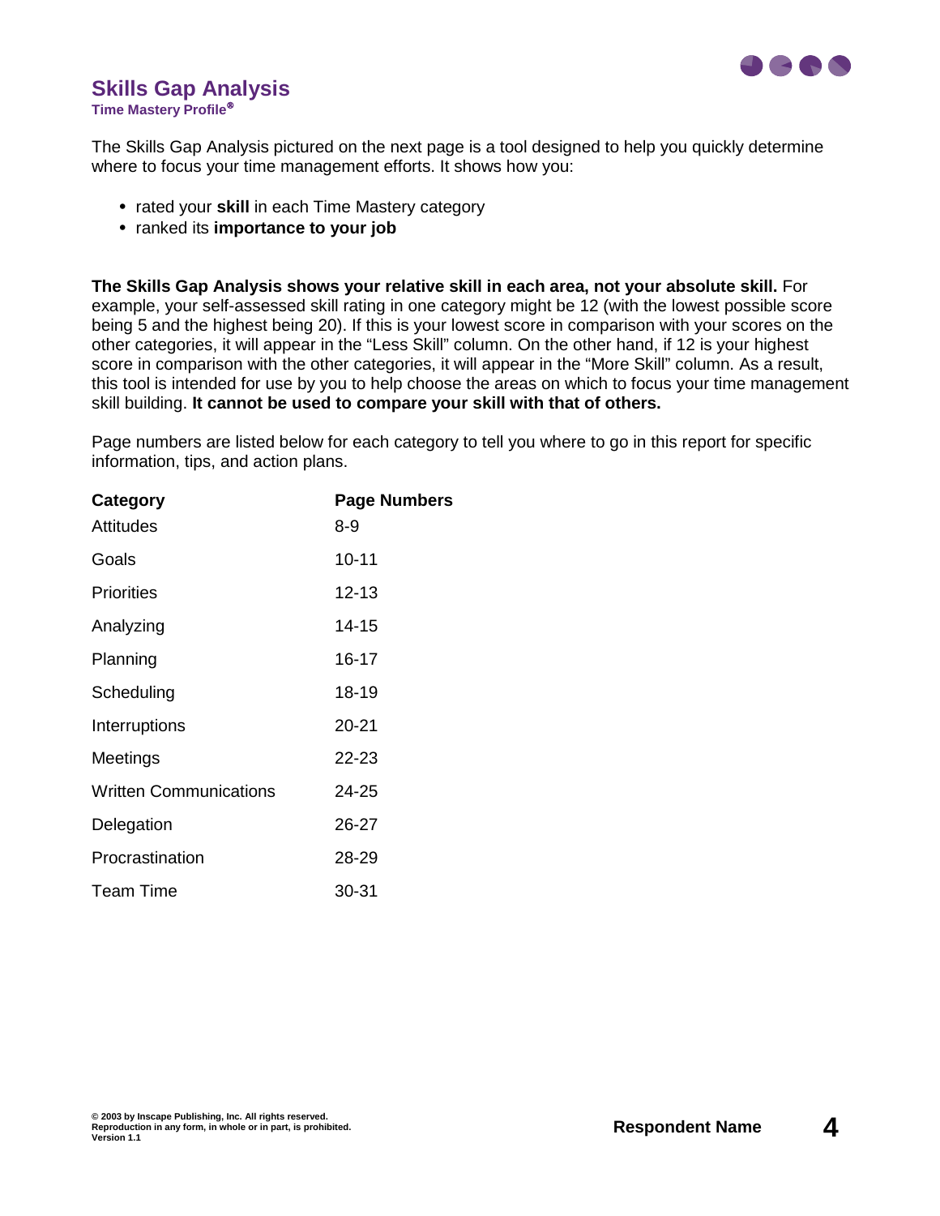# Skills Gap Analysis

**Time Mastery Profile®**

The Skills Gap Analysis pictured on the next page is a tool designed to help you quickly determine where to focus your time management efforts. It shows how you:

- rated your **skill** in each Time Mastery category
- ranked its **importance to your job**

**The Skills Gap Analysis shows your relative skill in each area, not your absolute skill.** For example, your self-assessed skill rating in one category might be 12 (with the lowest possible score being 5 and the highest being 20). If this is your lowest score in comparison with your scores on the other categories, it will appear in the "Less Skill" column. On the other hand, if 12 is your highest score in comparison with the other categories, it will appear in the "More Skill" column. As a result, this tool is intended for use by you to help choose the areas on which to focus your time management skill building. **It cannot be used to compare your skill with that of others.**

Page numbers are listed below for each category to tell you where to go in this report for specific information, tips, and action plans.

| Category | Page Numbers |
|---|---|
| Attitudes | 8-9 |
| Goals | 10-11 |
| Priorities | 12-13 |
| Analyzing | 14-15 |
| Planning | 16-17 |
| Scheduling | 18-19 |
| Interruptions | 20-21 |
| Meetings | 22-23 |
| Written Communications | 24-25 |
| Delegation | 26-27 |
| Procrastination | 28-29 |
| Team Time | 30-31 |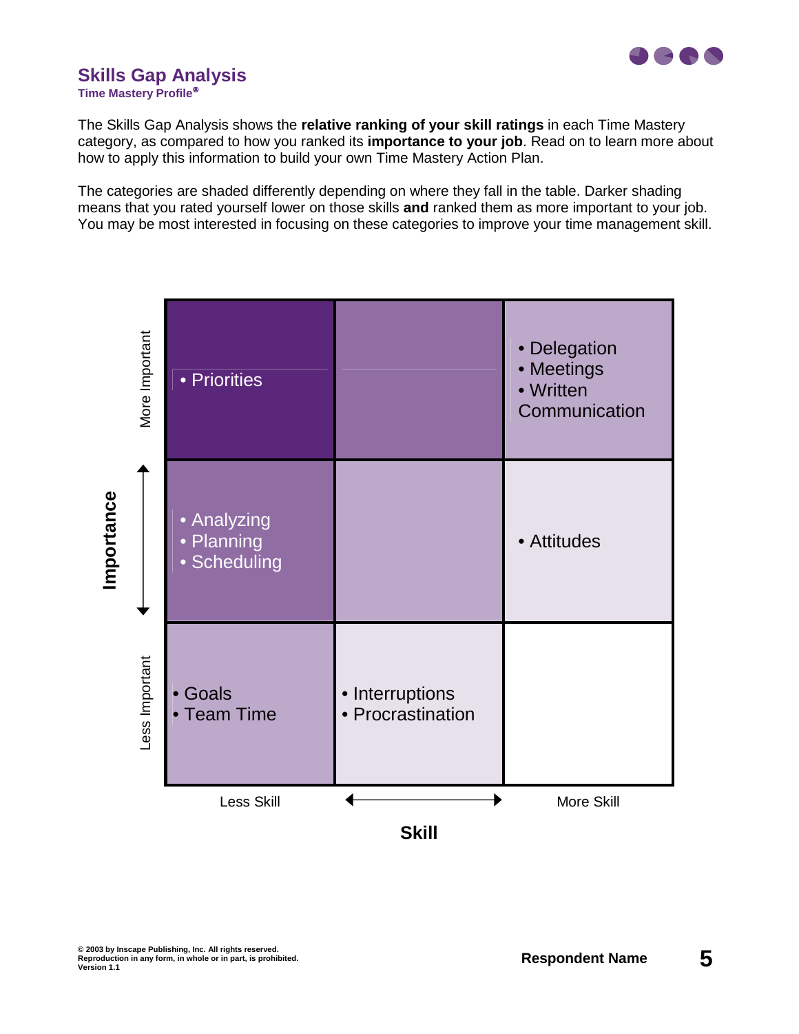# Skills Gap Analysis

**Time Mastery Profile®**

The Skills Gap Analysis shows the **relative ranking of your skill ratings** in each Time Mastery category, as compared to how you ranked its **importance to your job**. Read on to learn more about how to apply this information to build your own Time Mastery Action Plan.

The categories are shaded differently depending on where they fall in the table. Darker shading means that you rated yourself lower on those skills **and** ranked them as more important to your job. You may be most interested in focusing on these categories to improve your time management skill.

| Importance | Less Skill | | More Skill |
|---|---|---|---|
| More Important | • Priorities | | • Delegation<br>• Meetings<br>• Written Communication |
| | • Analyzing<br>• Planning<br>• Scheduling | | • Attitudes |
| Less Important | • Goals<br>• Team Time | • Interruptions<br>• Procrastination | |

**Skill**

**Respondent Name**

© 2003 by Inscape Publishing, Inc. All rights reserved.
Reproduction in any form, in whole or in part, is prohibited.
Version 1.1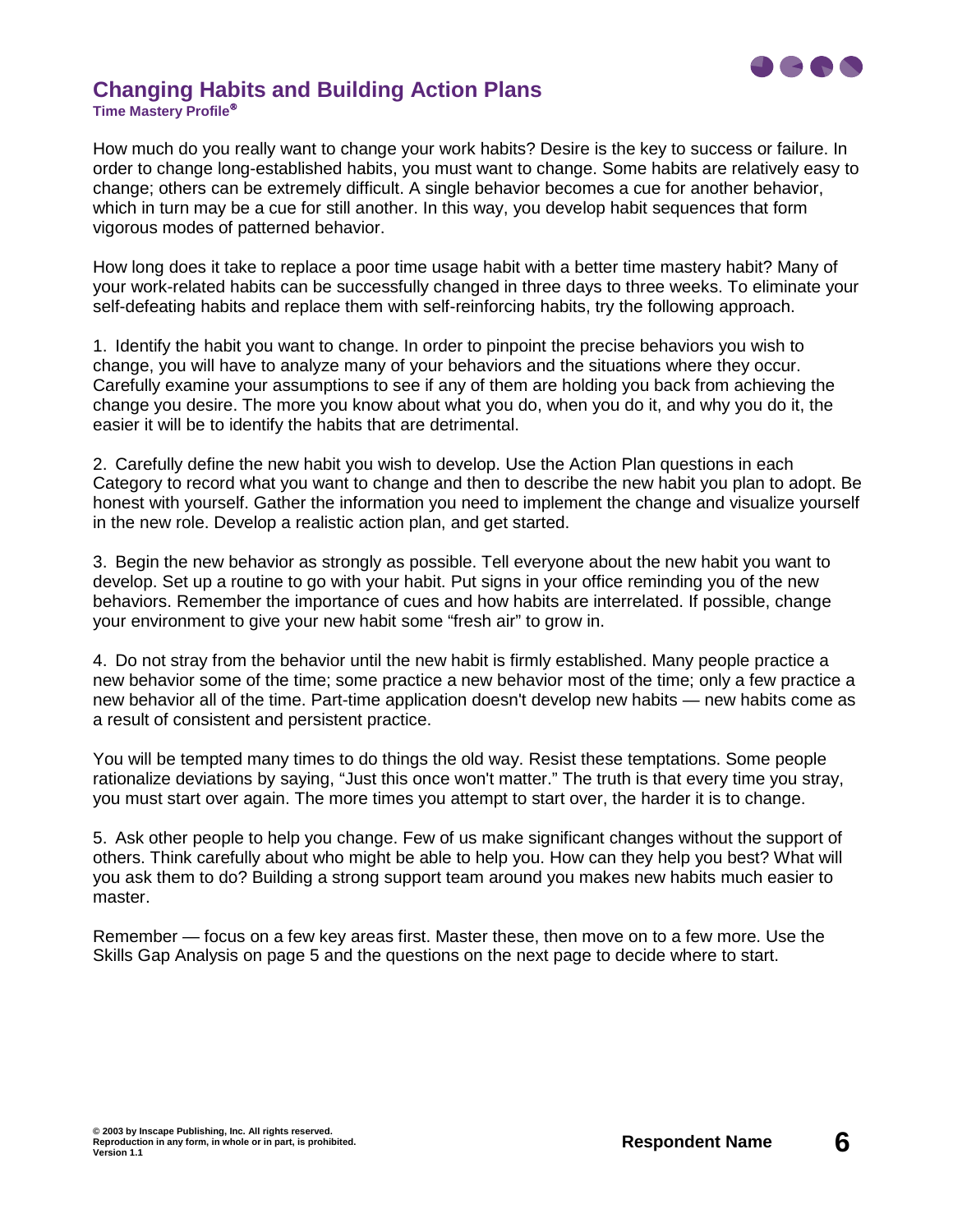# Changing Habits and Building Action Plans

**Time Mastery Profile®**

How much do you really want to change your work habits? Desire is the key to success or failure. In order to change long-established habits, you must want to change. Some habits are relatively easy to change; others can be extremely difficult. A single behavior becomes a cue for another behavior, which in turn may be a cue for still another. In this way, you develop habit sequences that form vigorous modes of patterned behavior.

How long does it take to replace a poor time usage habit with a better time mastery habit? Many of your work-related habits can be successfully changed in three days to three weeks. To eliminate your self-defeating habits and replace them with self-reinforcing habits, try the following approach.

1. Identify the habit you want to change. In order to pinpoint the precise behaviors you wish to change, you will have to analyze many of your behaviors and the situations where they occur. Carefully examine your assumptions to see if any of them are holding you back from achieving the change you desire. The more you know about what you do, when you do it, and why you do it, the easier it will be to identify the habits that are detrimental.

2. Carefully define the new habit you wish to develop. Use the Action Plan questions in each Category to record what you want to change and then to describe the new habit you plan to adopt. Be honest with yourself. Gather the information you need to implement the change and visualize yourself in the new role. Develop a realistic action plan, and get started.

3. Begin the new behavior as strongly as possible. Tell everyone about the new habit you want to develop. Set up a routine to go with your habit. Put signs in your office reminding you of the new behaviors. Remember the importance of cues and how habits are interrelated. If possible, change your environment to give your new habit some "fresh air" to grow in.

4. Do not stray from the behavior until the new habit is firmly established. Many people practice a new behavior some of the time; some practice a new behavior most of the time; only a few practice a new behavior all of the time. Part-time application doesn't develop new habits — new habits come as a result of consistent and persistent practice.

You will be tempted many times to do things the old way. Resist these temptations. Some people rationalize deviations by saying, "Just this once won't matter." The truth is that every time you stray, you must start over again. The more times you attempt to start over, the harder it is to change.

5. Ask other people to help you change. Few of us make significant changes without the support of others. Think carefully about who might be able to help you. How can they help you best? What will you ask them to do? Building a strong support team around you makes new habits much easier to master.

Remember — focus on a few key areas first. Master these, then move on to a few more. Use the Skills Gap Analysis on page 5 and the questions on the next page to decide where to start.

© 2003 by Inscape Publishing, Inc. All rights reserved.
Reproduction in any form, in whole or in part, is prohibited.
Version 1.1

**Respondent Name**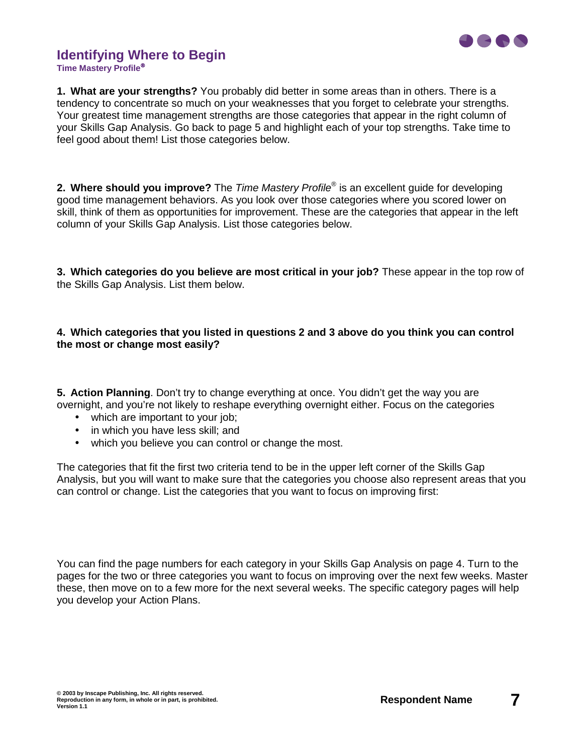# Identifying Where to Begin

**Time Mastery Profile®**

**1. What are your strengths?** You probably did better in some areas than in others. There is a tendency to concentrate so much on your weaknesses that you forget to celebrate your strengths. Your greatest time management strengths are those categories that appear in the right column of your Skills Gap Analysis. Go back to page 5 and highlight each of your top strengths. Take time to feel good about them! List those categories below.

**2. Where should you improve?** The *Time Mastery Profile®* is an excellent guide for developing good time management behaviors. As you look over those categories where you scored lower on skill, think of them as opportunities for improvement. These are the categories that appear in the left column of your Skills Gap Analysis. List those categories below.

**3. Which categories do you believe are most critical in your job?** These appear in the top row of the Skills Gap Analysis. List them below.

**4. Which categories that you listed in questions 2 and 3 above do you think you can control the most or change most easily?**

**5. Action Planning**. Don't try to change everything at once. You didn't get the way you are overnight, and you're not likely to reshape everything overnight either. Focus on the categories

- which are important to your job;
- in which you have less skill; and
- which you believe you can control or change the most.

The categories that fit the first two criteria tend to be in the upper left corner of the Skills Gap Analysis, but you will want to make sure that the categories you choose also represent areas that you can control or change. List the categories that you want to focus on improving first:

You can find the page numbers for each category in your Skills Gap Analysis on page 4. Turn to the pages for the two or three categories you want to focus on improving over the next few weeks. Master these, then move on to a few more for the next several weeks. The specific category pages will help you develop your Action Plans.

**Respondent Name**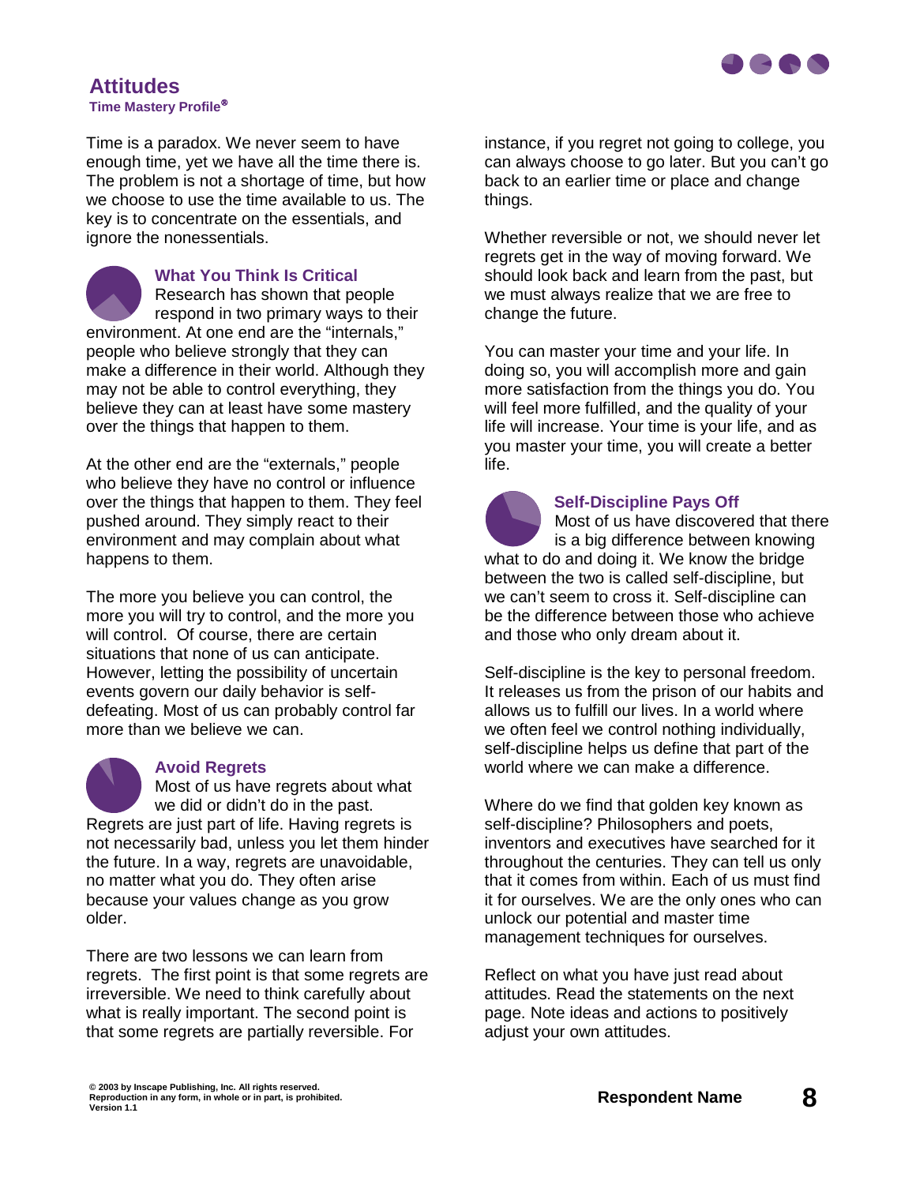# Attitudes

**Time Mastery Profile®**

Time is a paradox. We never seem to have enough time, yet we have all the time there is. The problem is not a shortage of time, but how we choose to use the time available to us. The key is to concentrate on the essentials, and ignore the nonessentials.

## What You Think Is Critical

Research has shown that people respond in two primary ways to their environment. At one end are the "internals," people who believe strongly that they can make a difference in their world. Although they may not be able to control everything, they believe they can at least have some mastery over the things that happen to them.

At the other end are the "externals," people who believe they have no control or influence over the things that happen to them. They feel pushed around. They simply react to their environment and may complain about what happens to them.

The more you believe you can control, the more you will try to control, and the more you will control. Of course, there are certain situations that none of us can anticipate. However, letting the possibility of uncertain events govern our daily behavior is self-defeating. Most of us can probably control far more than we believe we can.

## Avoid Regrets

Most of us have regrets about what we did or didn't do in the past. Regrets are just part of life. Having regrets is not necessarily bad, unless you let them hinder the future. In a way, regrets are unavoidable, no matter what you do. They often arise because your values change as you grow older.

There are two lessons we can learn from regrets. The first point is that some regrets are irreversible. We need to think carefully about what is really important. The second point is that some regrets are partially reversible. For instance, if you regret not going to college, you can always choose to go later. But you can't go back to an earlier time or place and change things.

Whether reversible or not, we should never let regrets get in the way of moving forward. We should look back and learn from the past, but we must always realize that we are free to change the future.

You can master your time and your life. In doing so, you will accomplish more and gain more satisfaction from the things you do. You will feel more fulfilled, and the quality of your life will increase. Your time is your life, and as you master your time, you will create a better life.

## Self-Discipline Pays Off

Most of us have discovered that there is a big difference between knowing what to do and doing it. We know the bridge between the two is called self-discipline, but we can't seem to cross it. Self-discipline can be the difference between those who achieve and those who only dream about it.

Self-discipline is the key to personal freedom. It releases us from the prison of our habits and allows us to fulfill our lives. In a world where we often feel we control nothing individually, self-discipline helps us define that part of the world where we can make a difference.

Where do we find that golden key known as self-discipline? Philosophers and poets, inventors and executives have searched for it throughout the centuries. They can tell us only that it comes from within. Each of us must find it for ourselves. We are the only ones who can unlock our potential and master time management techniques for ourselves.

Reflect on what you have just read about attitudes. Read the statements on the next page. Note ideas and actions to positively adjust your own attitudes.

© 2003 by Inscape Publishing, Inc. All rights reserved.
Reproduction in any form, in whole or in part, is prohibited.
Version 1.1

**Respondent Name**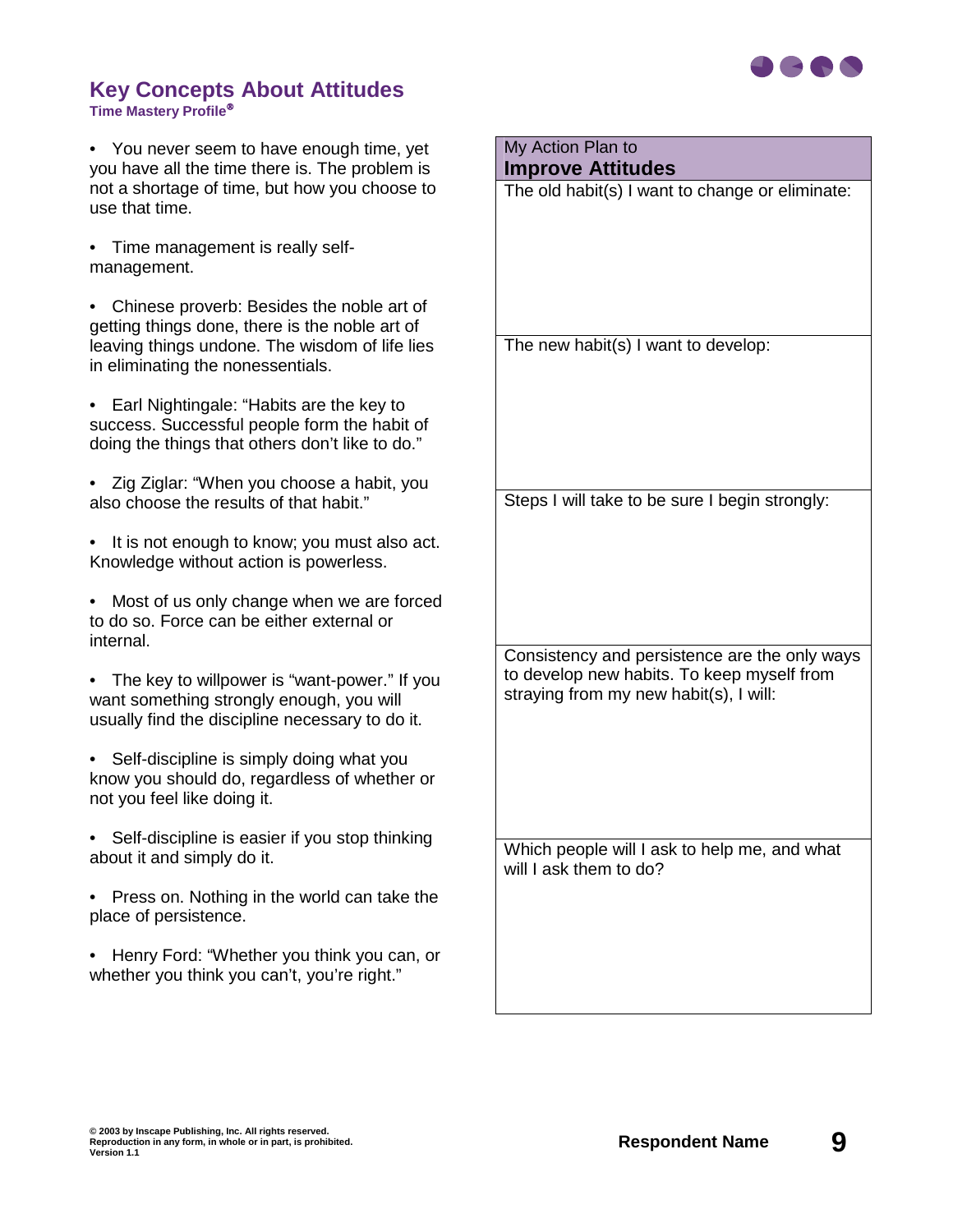## Key Concepts About Attitudes

**Time Mastery Profile®**

- You never seem to have enough time, yet you have all the time there is. The problem is not a shortage of time, but how you choose to use that time.
- Time management is really self-management.
- Chinese proverb: Besides the noble art of getting things done, there is the noble art of leaving things undone. The wisdom of life lies in eliminating the nonessentials.
- Earl Nightingale: “Habits are the key to success. Successful people form the habit of doing the things that others don’t like to do.”
- Zig Ziglar: “When you choose a habit, you also choose the results of that habit.”
- It is not enough to know; you must also act. Knowledge without action is powerless.
- Most of us only change when we are forced to do so. Force can be either external or internal.
- The key to willpower is “want-power.” If you want something strongly enough, you will usually find the discipline necessary to do it.
- Self-discipline is simply doing what you know you should do, regardless of whether or not you feel like doing it.
- Self-discipline is easier if you stop thinking about it and simply do it.
- Press on. Nothing in the world can take the place of persistence.
- Henry Ford: “Whether you think you can, or whether you think you can’t, you’re right.”

| My Action Plan to **Improve Attitudes** |
|---|
| The old habit(s) I want to change or eliminate: |
| The new habit(s) I want to develop: |
| Steps I will take to be sure I begin strongly: |
| Consistency and persistence are the only ways to develop new habits. To keep myself from straying from my new habit(s), I will: |
| Which people will I ask to help me, and what will I ask them to do? |

© 2003 by Inscape Publishing, Inc. All rights reserved.
Reproduction in any form, in whole or in part, is prohibited.
Version 1.1

**Respondent Name**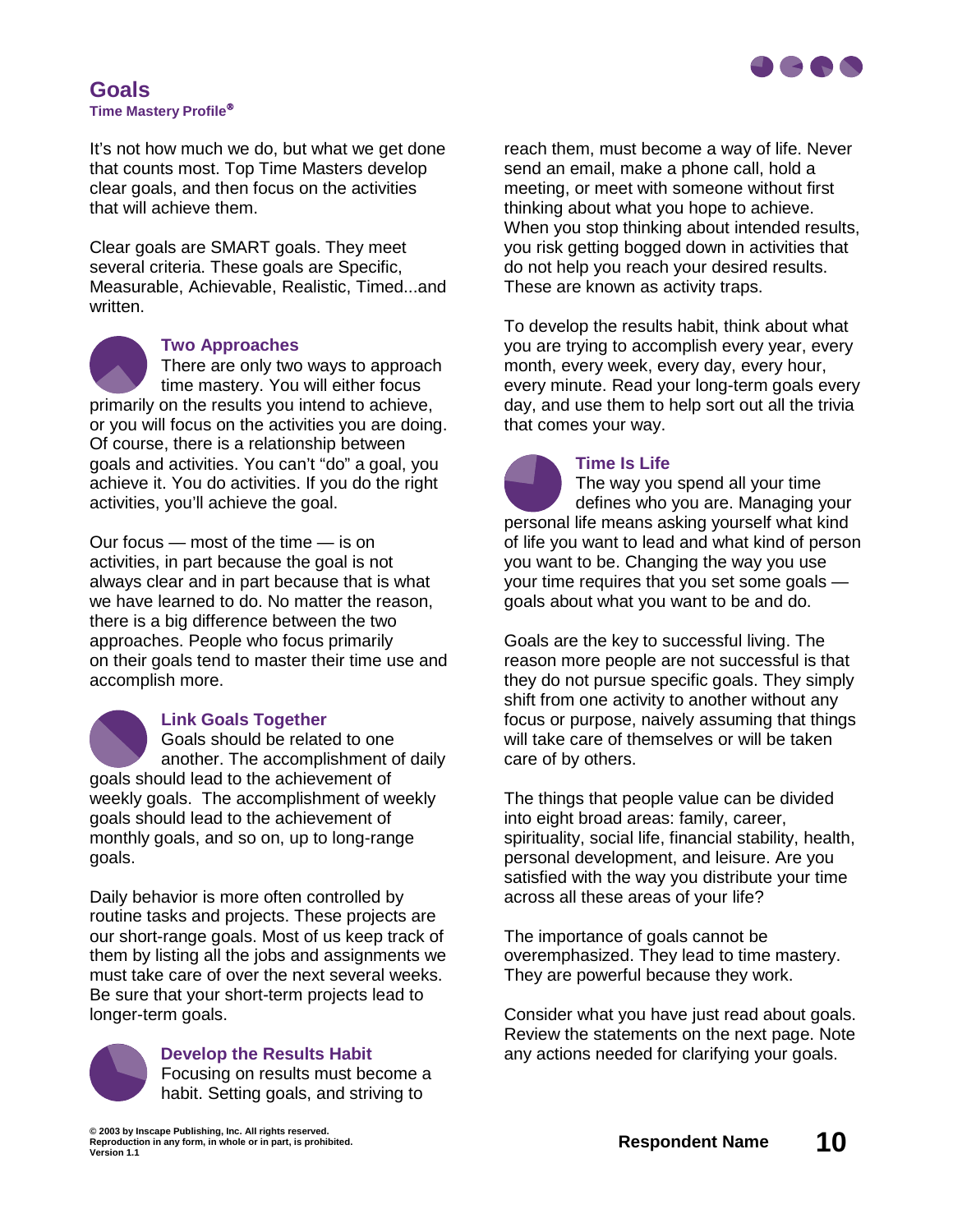# Goals

**Time Mastery Profile®**

It's not how much we do, but what we get done that counts most. Top Time Masters develop clear goals, and then focus on the activities that will achieve them.

Clear goals are SMART goals. They meet several criteria. These goals are Specific, Measurable, Achievable, Realistic, Timed...and written.

### Two Approaches

There are only two ways to approach time mastery. You will either focus primarily on the results you intend to achieve, or you will focus on the activities you are doing. Of course, there is a relationship between goals and activities. You can't "do" a goal, you achieve it. You do activities. If you do the right activities, you'll achieve the goal.

Our focus — most of the time — is on activities, in part because the goal is not always clear and in part because that is what we have learned to do. No matter the reason, there is a big difference between the two approaches. People who focus primarily on their goals tend to master their time use and accomplish more.

### Link Goals Together

Goals should be related to one another. The accomplishment of daily goals should lead to the achievement of weekly goals. The accomplishment of weekly goals should lead to the achievement of monthly goals, and so on, up to long-range goals.

Daily behavior is more often controlled by routine tasks and projects. These projects are our short-range goals. Most of us keep track of them by listing all the jobs and assignments we must take care of over the next several weeks. Be sure that your short-term projects lead to longer-term goals.

### Develop the Results Habit

Focusing on results must become a habit. Setting goals, and striving to reach them, must become a way of life. Never send an email, make a phone call, hold a meeting, or meet with someone without first thinking about what you hope to achieve. When you stop thinking about intended results, you risk getting bogged down in activities that do not help you reach your desired results. These are known as activity traps.

To develop the results habit, think about what you are trying to accomplish every year, every month, every week, every day, every hour, every minute. Read your long-term goals every day, and use them to help sort out all the trivia that comes your way.

### Time Is Life

The way you spend all your time defines who you are. Managing your personal life means asking yourself what kind of life you want to lead and what kind of person you want to be. Changing the way you use your time requires that you set some goals — goals about what you want to be and do.

Goals are the key to successful living. The reason more people are not successful is that they do not pursue specific goals. They simply shift from one activity to another without any focus or purpose, naively assuming that things will take care of themselves or will be taken care of by others.

The things that people value can be divided into eight broad areas: family, career, spirituality, social life, financial stability, health, personal development, and leisure. Are you satisfied with the way you distribute your time across all these areas of your life?

The importance of goals cannot be overemphasized. They lead to time mastery. They are powerful because they work.

Consider what you have just read about goals. Review the statements on the next page. Note any actions needed for clarifying your goals.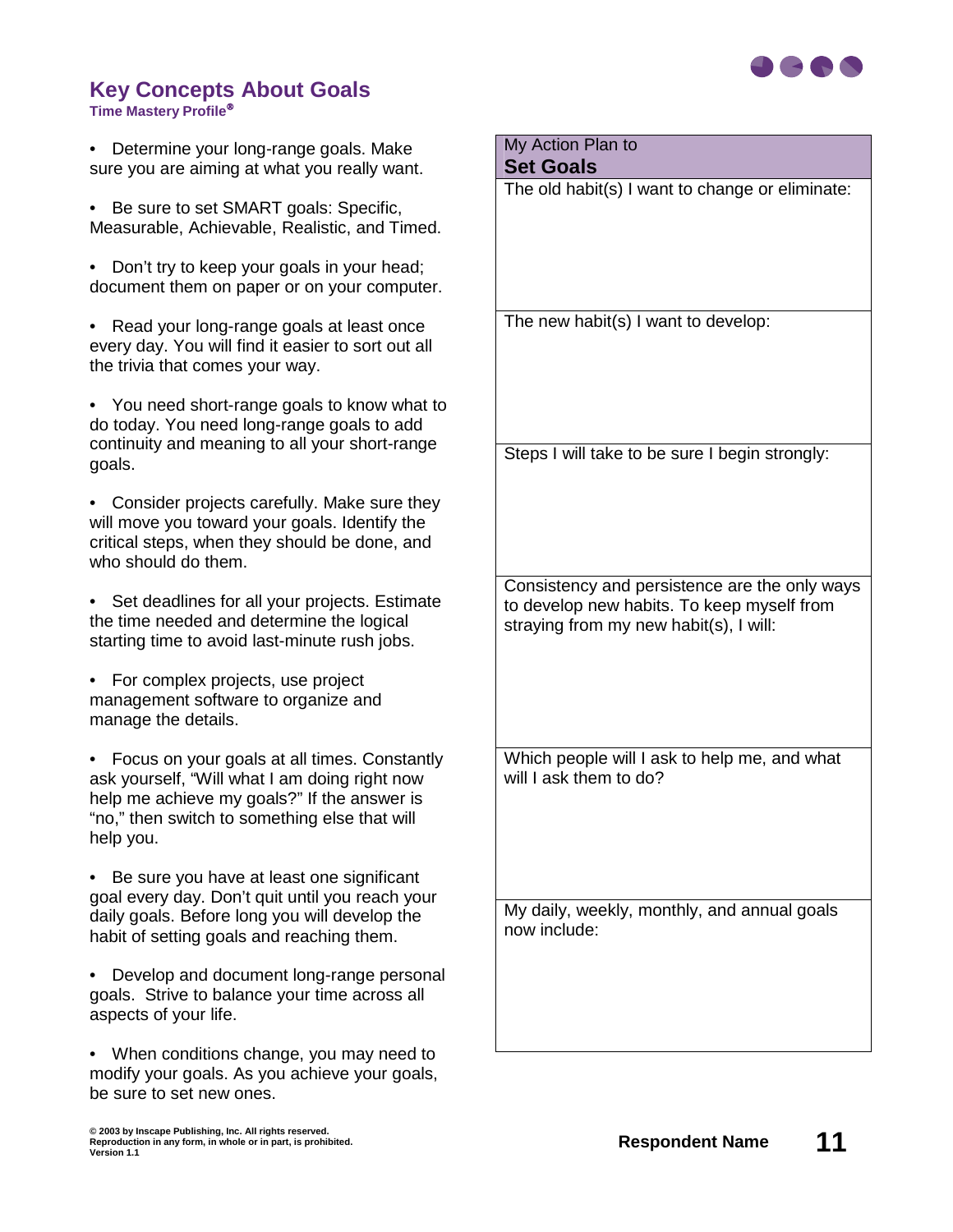# Key Concepts About Goals

**Time Mastery Profile®**

- Determine your long-range goals. Make sure you are aiming at what you really want.
- Be sure to set SMART goals: Specific, Measurable, Achievable, Realistic, and Timed.
- Don't try to keep your goals in your head; document them on paper or on your computer.
- Read your long-range goals at least once every day. You will find it easier to sort out all the trivia that comes your way.
- You need short-range goals to know what to do today. You need long-range goals to add continuity and meaning to all your short-range goals.
- Consider projects carefully. Make sure they will move you toward your goals. Identify the critical steps, when they should be done, and who should do them.
- Set deadlines for all your projects. Estimate the time needed and determine the logical starting time to avoid last-minute rush jobs.
- For complex projects, use project management software to organize and manage the details.
- Focus on your goals at all times. Constantly ask yourself, "Will what I am doing right now help me achieve my goals?" If the answer is "no," then switch to something else that will help you.
- Be sure you have at least one significant goal every day. Don't quit until you reach your daily goals. Before long you will develop the habit of setting goals and reaching them.
- Develop and document long-range personal goals. Strive to balance your time across all aspects of your life.
- When conditions change, you may need to modify your goals. As you achieve your goals, be sure to set new ones.

| My Action Plan to **Set Goals** |
|---|
| The old habit(s) I want to change or eliminate: |
| The new habit(s) I want to develop: |
| Steps I will take to be sure I begin strongly: |
| Consistency and persistence are the only ways to develop new habits. To keep myself from straying from my new habit(s), I will: |
| Which people will I ask to help me, and what will I ask them to do? |
| My daily, weekly, monthly, and annual goals now include: |

© 2003 by Inscape Publishing, Inc. All rights reserved.
Reproduction in any form, in whole or in part, is prohibited.
Version 1.1

**Respondent Name**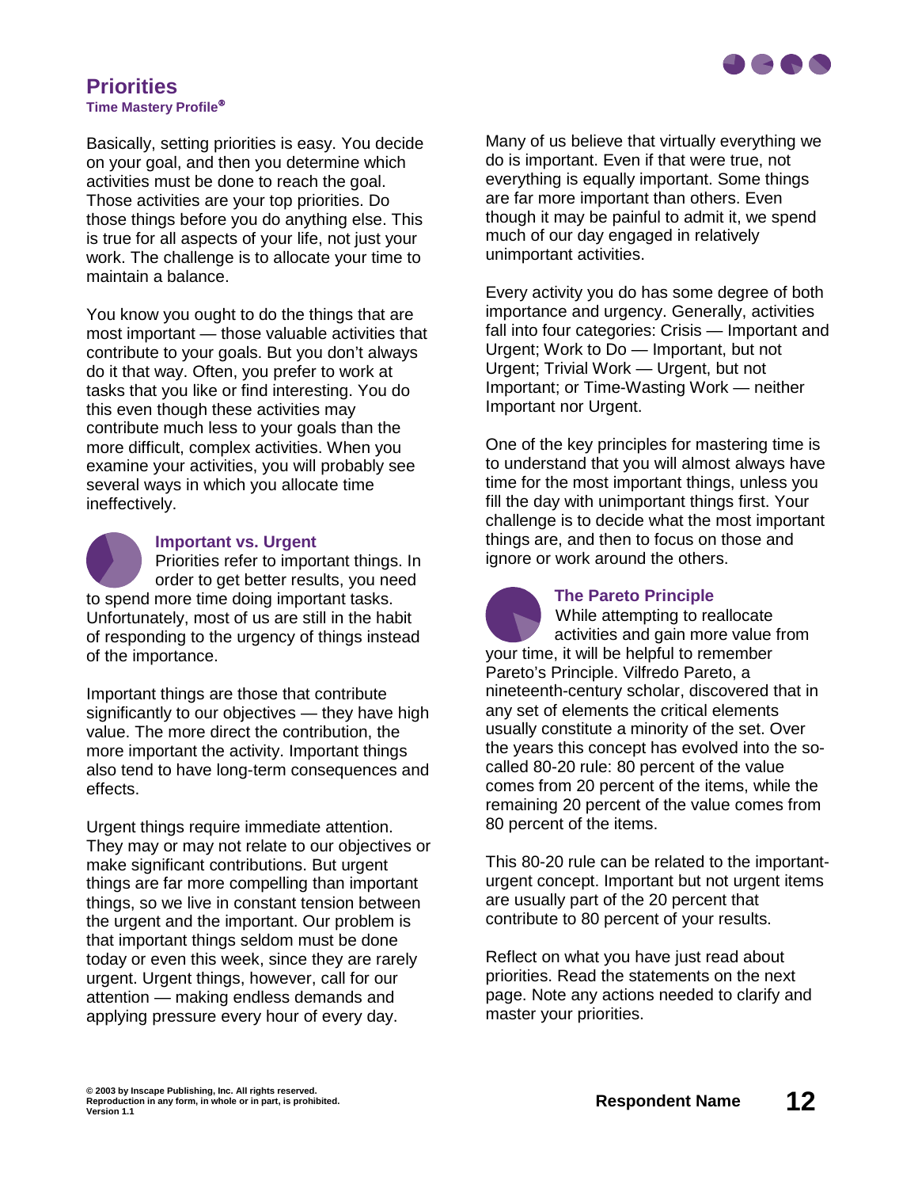# Priorities

**Time Mastery Profile®**

Basically, setting priorities is easy. You decide on your goal, and then you determine which activities must be done to reach the goal. Those activities are your top priorities. Do those things before you do anything else. This is true for all aspects of your life, not just your work. The challenge is to allocate your time to maintain a balance.

You know you ought to do the things that are most important — those valuable activities that contribute to your goals. But you don't always do it that way. Often, you prefer to work at tasks that you like or find interesting. You do this even though these activities may contribute much less to your goals than the more difficult, complex activities. When you examine your activities, you will probably see several ways in which you allocate time ineffectively.

## Important vs. Urgent

Priorities refer to important things. In order to get better results, you need to spend more time doing important tasks. Unfortunately, most of us are still in the habit of responding to the urgency of things instead of the importance.

Important things are those that contribute significantly to our objectives — they have high value. The more direct the contribution, the more important the activity. Important things also tend to have long-term consequences and effects.

Urgent things require immediate attention. They may or may not relate to our objectives or make significant contributions. But urgent things are far more compelling than important things, so we live in constant tension between the urgent and the important. Our problem is that important things seldom must be done today or even this week, since they are rarely urgent. Urgent things, however, call for our attention — making endless demands and applying pressure every hour of every day.

Many of us believe that virtually everything we do is important. Even if that were true, not everything is equally important. Some things are far more important than others. Even though it may be painful to admit it, we spend much of our day engaged in relatively unimportant activities.

Every activity you do has some degree of both importance and urgency. Generally, activities fall into four categories: Crisis — Important and Urgent; Work to Do — Important, but not Urgent; Trivial Work — Urgent, but not Important; or Time-Wasting Work — neither Important nor Urgent.

One of the key principles for mastering time is to understand that you will almost always have time for the most important things, unless you fill the day with unimportant things first. Your challenge is to decide what the most important things are, and then to focus on those and ignore or work around the others.

## The Pareto Principle

While attempting to reallocate activities and gain more value from your time, it will be helpful to remember Pareto's Principle. Vilfredo Pareto, a nineteenth-century scholar, discovered that in any set of elements the critical elements usually constitute a minority of the set. Over the years this concept has evolved into the so-called 80-20 rule: 80 percent of the value comes from 20 percent of the items, while the remaining 20 percent of the value comes from 80 percent of the items.

This 80-20 rule can be related to the important-urgent concept. Important but not urgent items are usually part of the 20 percent that contribute to 80 percent of your results.

Reflect on what you have just read about priorities. Read the statements on the next page. Note any actions needed to clarify and master your priorities.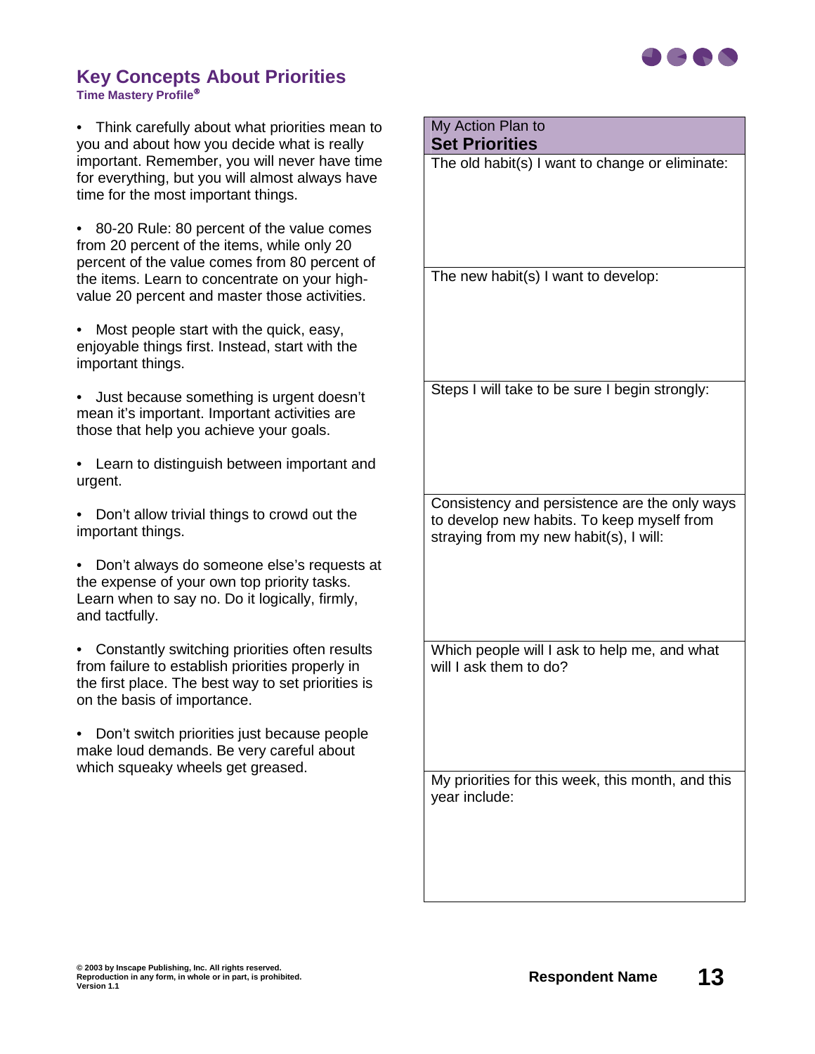## Key Concepts About Priorities

**Time Mastery Profile®**

- Think carefully about what priorities mean to you and about how you decide what is really important. Remember, you will never have time for everything, but you will almost always have time for the most important things.
- 80-20 Rule: 80 percent of the value comes from 20 percent of the items, while only 20 percent of the value comes from 80 percent of the items. Learn to concentrate on your high-value 20 percent and master those activities.
- Most people start with the quick, easy, enjoyable things first. Instead, start with the important things.
- Just because something is urgent doesn't mean it's important. Important activities are those that help you achieve your goals.
- Learn to distinguish between important and urgent.
- Don't allow trivial things to crowd out the important things.
- Don't always do someone else's requests at the expense of your own top priority tasks. Learn when to say no. Do it logically, firmly, and tactfully.
- Constantly switching priorities often results from failure to establish priorities properly in the first place. The best way to set priorities is on the basis of importance.
- Don't switch priorities just because people make loud demands. Be very careful about which squeaky wheels get greased.

| My Action Plan to **Set Priorities** |
| --- |
| The old habit(s) I want to change or eliminate: |
| The new habit(s) I want to develop: |
| Steps I will take to be sure I begin strongly: |
| Consistency and persistence are the only ways to develop new habits. To keep myself from straying from my new habit(s), I will: |
| Which people will I ask to help me, and what will I ask them to do? |
| My priorities for this week, this month, and this year include: |

© 2003 by Inscape Publishing, Inc. All rights reserved.
Reproduction in any form, in whole or in part, is prohibited.
Version 1.1

**Respondent Name**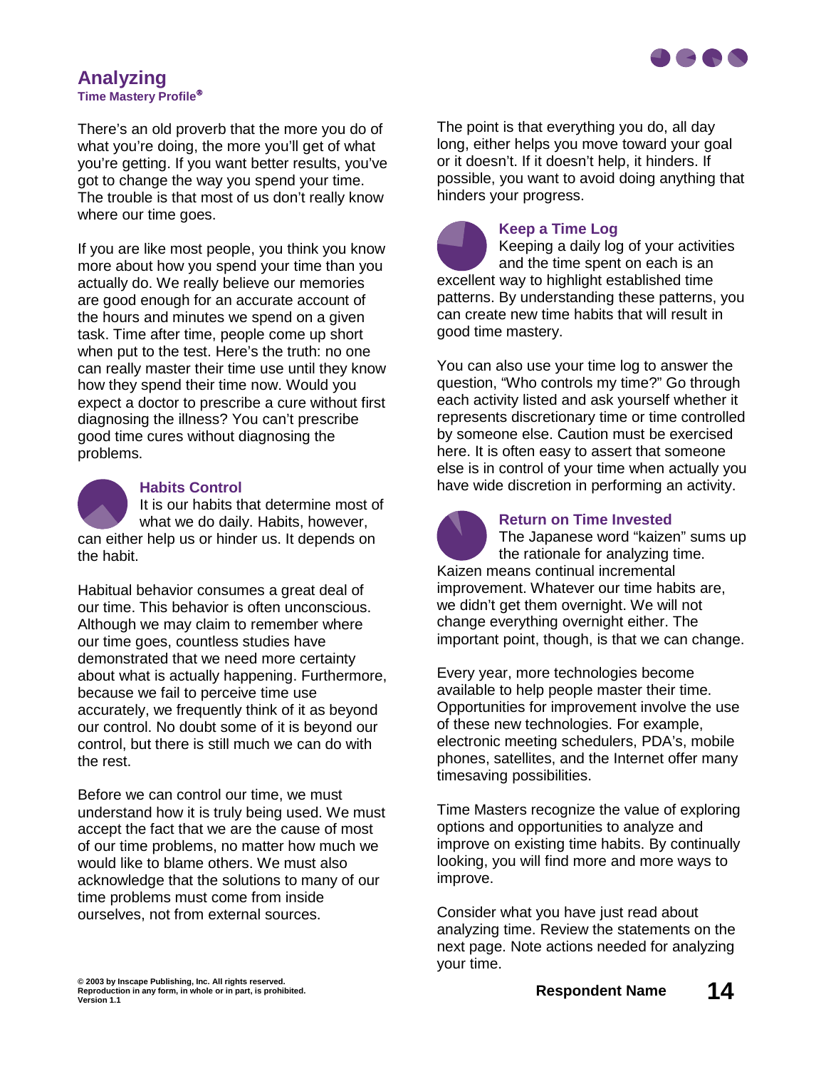# Analyzing

**Time Mastery Profile®**

There's an old proverb that the more you do of what you're doing, the more you'll get of what you're getting. If you want better results, you've got to change the way you spend your time. The trouble is that most of us don't really know where our time goes.

If you are like most people, you think you know more about how you spend your time than you actually do. We really believe our memories are good enough for an accurate account of the hours and minutes we spend on a given task. Time after time, people come up short when put to the test. Here's the truth: no one can really master their time use until they know how they spend their time now. Would you expect a doctor to prescribe a cure without first diagnosing the illness? You can't prescribe good time cures without diagnosing the problems.

## Habits Control

It is our habits that determine most of what we do daily. Habits, however, can either help us or hinder us. It depends on the habit.

Habitual behavior consumes a great deal of our time. This behavior is often unconscious. Although we may claim to remember where our time goes, countless studies have demonstrated that we need more certainty about what is actually happening. Furthermore, because we fail to perceive time use accurately, we frequently think of it as beyond our control. No doubt some of it is beyond our control, but there is still much we can do with the rest.

Before we can control our time, we must understand how it is truly being used. We must accept the fact that we are the cause of most of our time problems, no matter how much we would like to blame others. We must also acknowledge that the solutions to many of our time problems must come from inside ourselves, not from external sources.

The point is that everything you do, all day long, either helps you move toward your goal or it doesn't. If it doesn't help, it hinders. If possible, you want to avoid doing anything that hinders your progress.

## Keep a Time Log

Keeping a daily log of your activities and the time spent on each is an excellent way to highlight established time patterns. By understanding these patterns, you can create new time habits that will result in good time mastery.

You can also use your time log to answer the question, "Who controls my time?" Go through each activity listed and ask yourself whether it represents discretionary time or time controlled by someone else. Caution must be exercised here. It is often easy to assert that someone else is in control of your time when actually you have wide discretion in performing an activity.

## Return on Time Invested

The Japanese word "kaizen" sums up the rationale for analyzing time. Kaizen means continual incremental improvement. Whatever our time habits are, we didn't get them overnight. We will not change everything overnight either. The important point, though, is that we can change.

Every year, more technologies become available to help people master their time. Opportunities for improvement involve the use of these new technologies. For example, electronic meeting schedulers, PDA's, mobile phones, satellites, and the Internet offer many timesaving possibilities.

Time Masters recognize the value of exploring options and opportunities to analyze and improve on existing time habits. By continually looking, you will find more and more ways to improve.

Consider what you have just read about analyzing time. Review the statements on the next page. Note actions needed for analyzing your time.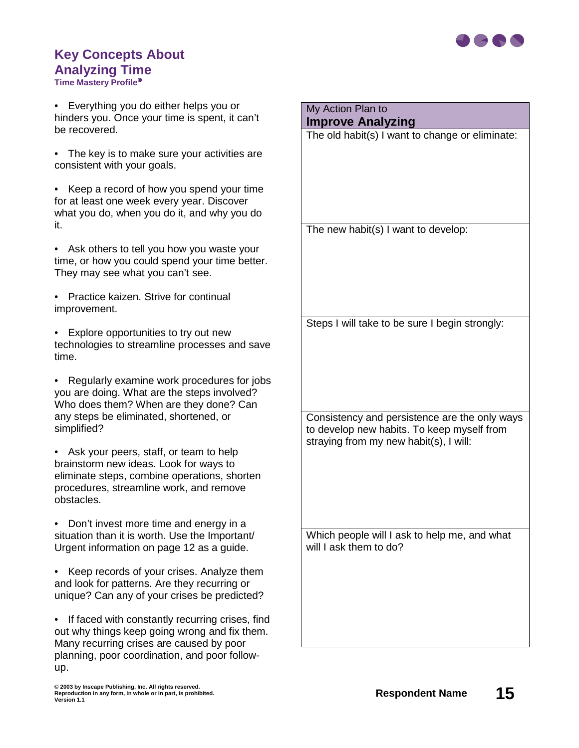# Key Concepts About Analyzing Time

**Time Mastery Profile®**

- Everything you do either helps you or hinders you. Once your time is spent, it can't be recovered.
- The key is to make sure your activities are consistent with your goals.
- Keep a record of how you spend your time for at least one week every year. Discover what you do, when you do it, and why you do it.
- Ask others to tell you how you waste your time, or how you could spend your time better. They may see what you can't see.
- Practice kaizen. Strive for continual improvement.
- Explore opportunities to try out new technologies to streamline processes and save time.
- Regularly examine work procedures for jobs you are doing. What are the steps involved? Who does them? When are they done? Can any steps be eliminated, shortened, or simplified?
- Ask your peers, staff, or team to help brainstorm new ideas. Look for ways to eliminate steps, combine operations, shorten procedures, streamline work, and remove obstacles.
- Don't invest more time and energy in a situation than it is worth. Use the Important/Urgent information on page 12 as a guide.
- Keep records of your crises. Analyze them and look for patterns. Are they recurring or unique? Can any of your crises be predicted?
- If faced with constantly recurring crises, find out why things keep going wrong and fix them. Many recurring crises are caused by poor planning, poor coordination, and poor follow-up.

| My Action Plan to **Improve Analyzing** |
|---|
| The old habit(s) I want to change or eliminate: |
| The new habit(s) I want to develop: |
| Steps I will take to be sure I begin strongly: |
| Consistency and persistence are the only ways to develop new habits. To keep myself from straying from my new habit(s), I will: |
| Which people will I ask to help me, and what will I ask them to do? |

© 2003 by Inscape Publishing, Inc. All rights reserved.
Reproduction in any form, in whole or in part, is prohibited.
Version 1.1

**Respondent Name**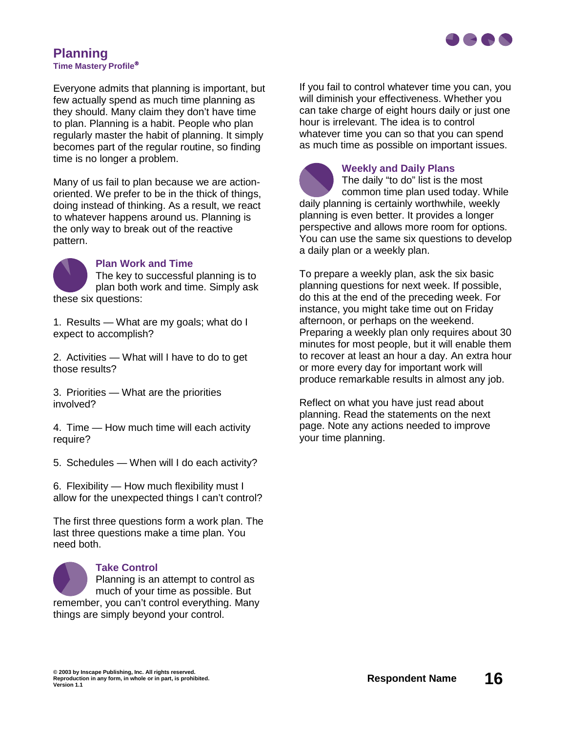# Planning

**Time Mastery Profile®**

Everyone admits that planning is important, but few actually spend as much time planning as they should. Many claim they don't have time to plan. Planning is a habit. People who plan regularly master the habit of planning. It simply becomes part of the regular routine, so finding time is no longer a problem.

Many of us fail to plan because we are action-oriented. We prefer to be in the thick of things, doing instead of thinking. As a result, we react to whatever happens around us. Planning is the only way to break out of the reactive pattern.

## Plan Work and Time

The key to successful planning is to plan both work and time. Simply ask these six questions:

1. Results — What are my goals; what do I expect to accomplish?

2. Activities — What will I have to do to get those results?

3. Priorities — What are the priorities involved?

4. Time — How much time will each activity require?

5. Schedules — When will I do each activity?

6. Flexibility — How much flexibility must I allow for the unexpected things I can't control?

The first three questions form a work plan. The last three questions make a time plan. You need both.

## Take Control

Planning is an attempt to control as much of your time as possible. But remember, you can't control everything. Many things are simply beyond your control.

If you fail to control whatever time you can, you will diminish your effectiveness. Whether you can take charge of eight hours daily or just one hour is irrelevant. The idea is to control whatever time you can so that you can spend as much time as possible on important issues.

## Weekly and Daily Plans

The daily "to do" list is the most common time plan used today. While daily planning is certainly worthwhile, weekly planning is even better. It provides a longer perspective and allows more room for options. You can use the same six questions to develop a daily plan or a weekly plan.

To prepare a weekly plan, ask the six basic planning questions for next week. If possible, do this at the end of the preceding week. For instance, you might take time out on Friday afternoon, or perhaps on the weekend. Preparing a weekly plan only requires about 30 minutes for most people, but it will enable them to recover at least an hour a day. An extra hour or more every day for important work will produce remarkable results in almost any job.

Reflect on what you have just read about planning. Read the statements on the next page. Note any actions needed to improve your time planning.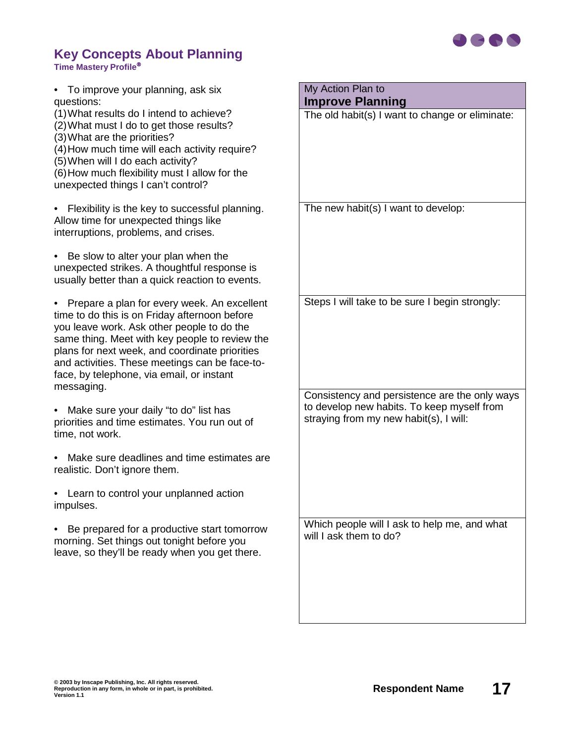# Key Concepts About Planning

**Time Mastery Profile®**

- To improve your planning, ask six questions:
  (1) What results do I intend to achieve?
  (2) What must I do to get those results?
  (3) What are the priorities?
  (4) How much time will each activity require?
  (5) When will I do each activity?
  (6) How much flexibility must I allow for the unexpected things I can't control?

- Flexibility is the key to successful planning. Allow time for unexpected things like interruptions, problems, and crises.

- Be slow to alter your plan when the unexpected strikes. A thoughtful response is usually better than a quick reaction to events.

- Prepare a plan for every week. An excellent time to do this is on Friday afternoon before you leave work. Ask other people to do the same thing. Meet with key people to review the plans for next week, and coordinate priorities and activities. These meetings can be face-to-face, by telephone, via email, or instant messaging.

- Make sure your daily "to do" list has priorities and time estimates. You run out of time, not work.

- Make sure deadlines and time estimates are realistic. Don't ignore them.

- Learn to control your unplanned action impulses.

- Be prepared for a productive start tomorrow morning. Set things out tonight before you leave, so they'll be ready when you get there.

| My Action Plan to **Improve Planning** |
|---|
| The old habit(s) I want to change or eliminate: |
| The new habit(s) I want to develop: |
| Steps I will take to be sure I begin strongly: |
| Consistency and persistence are the only ways to develop new habits. To keep myself from straying from my new habit(s), I will: |
| Which people will I ask to help me, and what will I ask them to do? |

© 2003 by Inscape Publishing, Inc. All rights reserved.
Reproduction in any form, in whole or in part, is prohibited.
Version 1.1

**Respondent Name**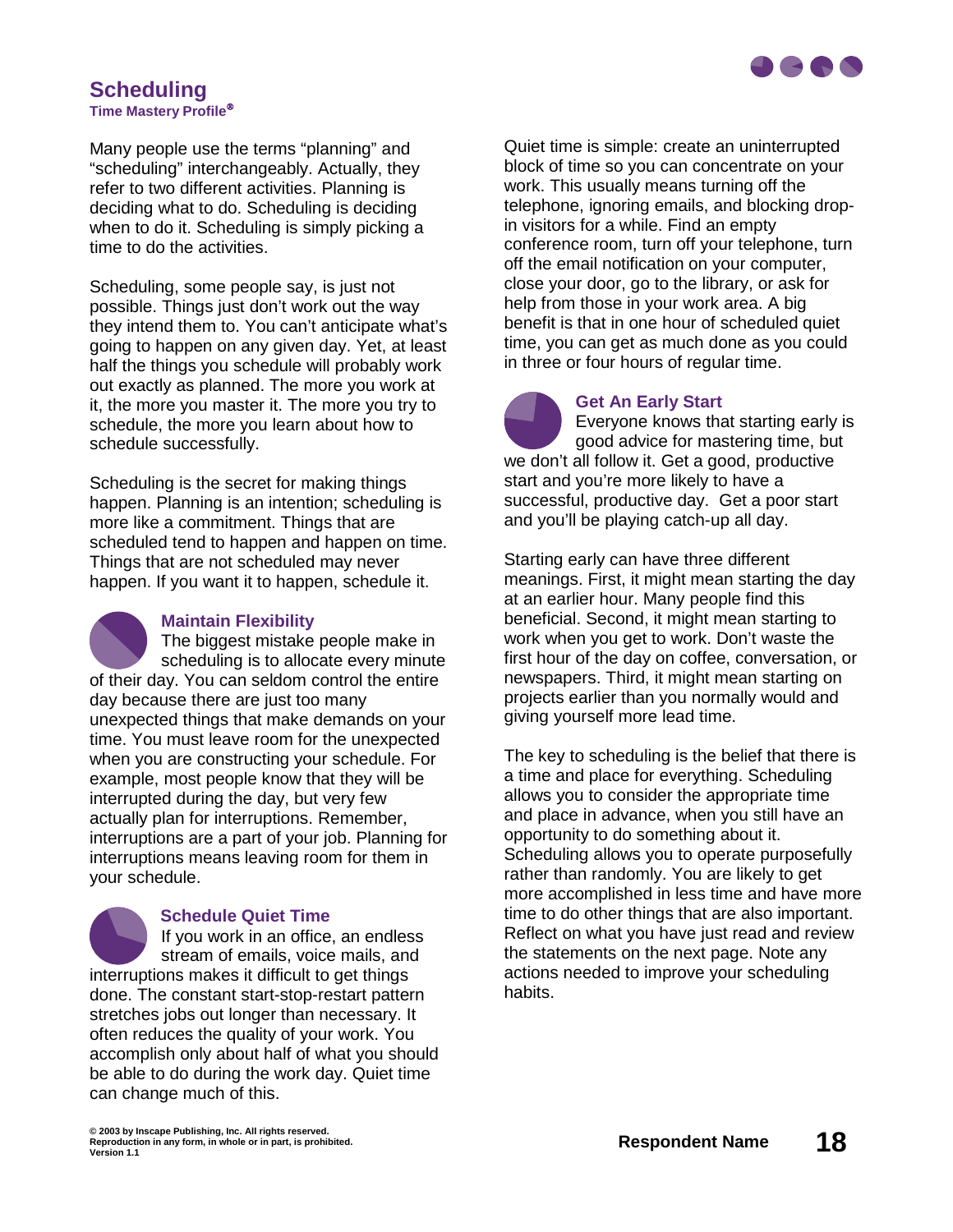# Scheduling

**Time Mastery Profile®**

Many people use the terms "planning" and "scheduling" interchangeably. Actually, they refer to two different activities. Planning is deciding what to do. Scheduling is deciding when to do it. Scheduling is simply picking a time to do the activities.

Scheduling, some people say, is just not possible. Things just don't work out the way they intend them to. You can't anticipate what's going to happen on any given day. Yet, at least half the things you schedule will probably work out exactly as planned. The more you work at it, the more you master it. The more you try to schedule, the more you learn about how to schedule successfully.

Scheduling is the secret for making things happen. Planning is an intention; scheduling is more like a commitment. Things that are scheduled tend to happen and happen on time. Things that are not scheduled may never happen. If you want it to happen, schedule it.

## Maintain Flexibility

The biggest mistake people make in scheduling is to allocate every minute of their day. You can seldom control the entire day because there are just too many unexpected things that make demands on your time. You must leave room for the unexpected when you are constructing your schedule. For example, most people know that they will be interrupted during the day, but very few actually plan for interruptions. Remember, interruptions are a part of your job. Planning for interruptions means leaving room for them in your schedule.

## Schedule Quiet Time

If you work in an office, an endless stream of emails, voice mails, and interruptions makes it difficult to get things done. The constant start-stop-restart pattern stretches jobs out longer than necessary. It often reduces the quality of your work. You accomplish only about half of what you should be able to do during the work day. Quiet time can change much of this.

Quiet time is simple: create an uninterrupted block of time so you can concentrate on your work. This usually means turning off the telephone, ignoring emails, and blocking drop-in visitors for a while. Find an empty conference room, turn off your telephone, turn off the email notification on your computer, close your door, go to the library, or ask for help from those in your work area. A big benefit is that in one hour of scheduled quiet time, you can get as much done as you could in three or four hours of regular time.

## Get An Early Start

Everyone knows that starting early is good advice for mastering time, but we don't all follow it. Get a good, productive start and you're more likely to have a successful, productive day. Get a poor start and you'll be playing catch-up all day.

Starting early can have three different meanings. First, it might mean starting the day at an earlier hour. Many people find this beneficial. Second, it might mean starting to work when you get to work. Don't waste the first hour of the day on coffee, conversation, or newspapers. Third, it might mean starting on projects earlier than you normally would and giving yourself more lead time.

The key to scheduling is the belief that there is a time and place for everything. Scheduling allows you to consider the appropriate time and place in advance, when you still have an opportunity to do something about it. Scheduling allows you to operate purposefully rather than randomly. You are likely to get more accomplished in less time and have more time to do other things that are also important. Reflect on what you have just read and review the statements on the next page. Note any actions needed to improve your scheduling habits.

© 2003 by Inscape Publishing, Inc. All rights reserved.
Reproduction in any form, in whole or in part, is prohibited.
Version 1.1

Respondent Name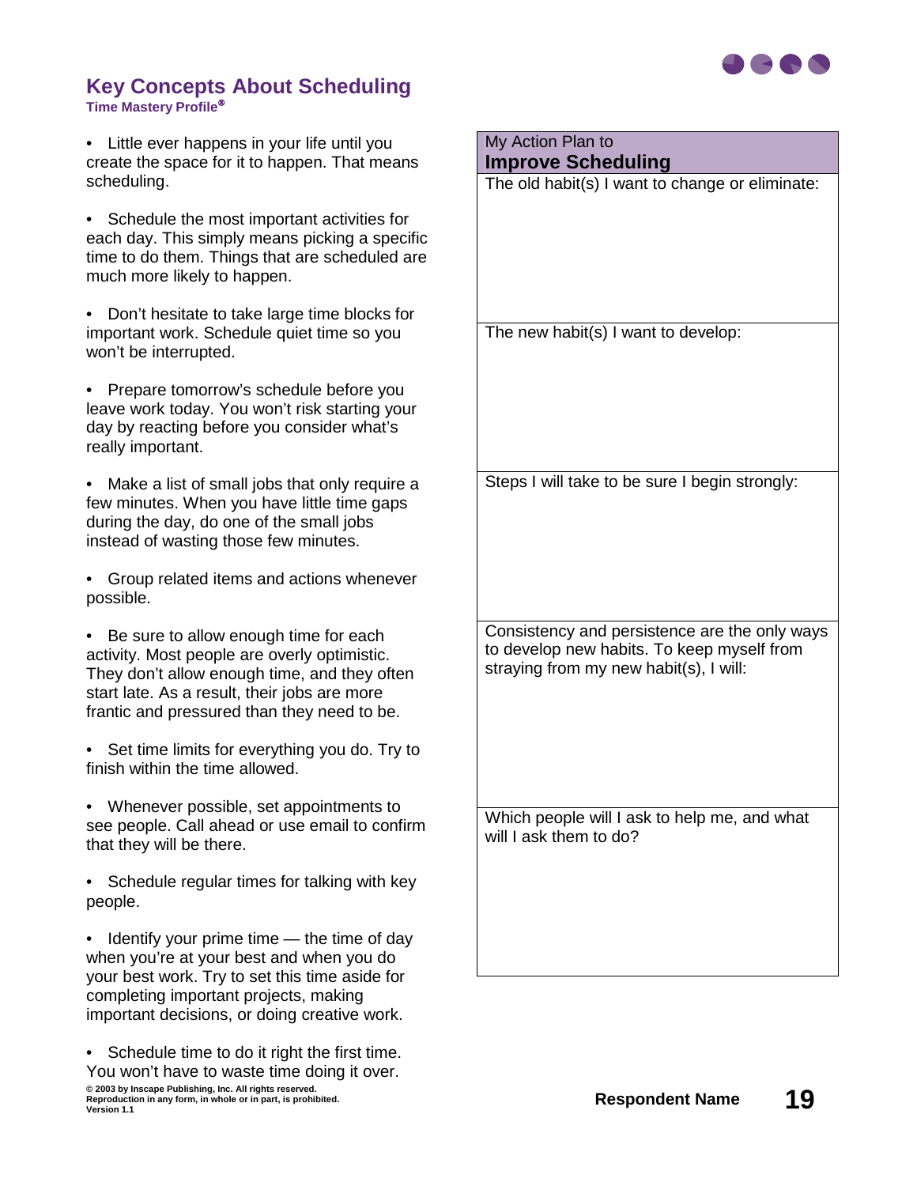# Key Concepts About Scheduling

**Time Mastery Profile®**

- Little ever happens in your life until you create the space for it to happen. That means scheduling.
- Schedule the most important activities for each day. This simply means picking a specific time to do them. Things that are scheduled are much more likely to happen.
- Don't hesitate to take large time blocks for important work. Schedule quiet time so you won't be interrupted.
- Prepare tomorrow's schedule before you leave work today. You won't risk starting your day by reacting before you consider what's really important.
- Make a list of small jobs that only require a few minutes. When you have little time gaps during the day, do one of the small jobs instead of wasting those few minutes.
- Group related items and actions whenever possible.
- Be sure to allow enough time for each activity. Most people are overly optimistic. They don't allow enough time, and they often start late. As a result, their jobs are more frantic and pressured than they need to be.
- Set time limits for everything you do. Try to finish within the time allowed.
- Whenever possible, set appointments to see people. Call ahead or use email to confirm that they will be there.
- Schedule regular times for talking with key people.
- Identify your prime time — the time of day when you're at your best and when you do your best work. Try to set this time aside for completing important projects, making important decisions, or doing creative work.
- Schedule time to do it right the first time. You won't have to waste time doing it over.

| My Action Plan to **Improve Scheduling** |
| --- |
| The old habit(s) I want to change or eliminate: |
| The new habit(s) I want to develop: |
| Steps I will take to be sure I begin strongly: |
| Consistency and persistence are the only ways to develop new habits. To keep myself from straying from my new habit(s), I will: |
| Which people will I ask to help me, and what will I ask them to do? |

© 2003 by Inscape Publishing, Inc. All rights reserved.
Reproduction in any form, in whole or in part, is prohibited.
Version 1.1

**Respondent Name**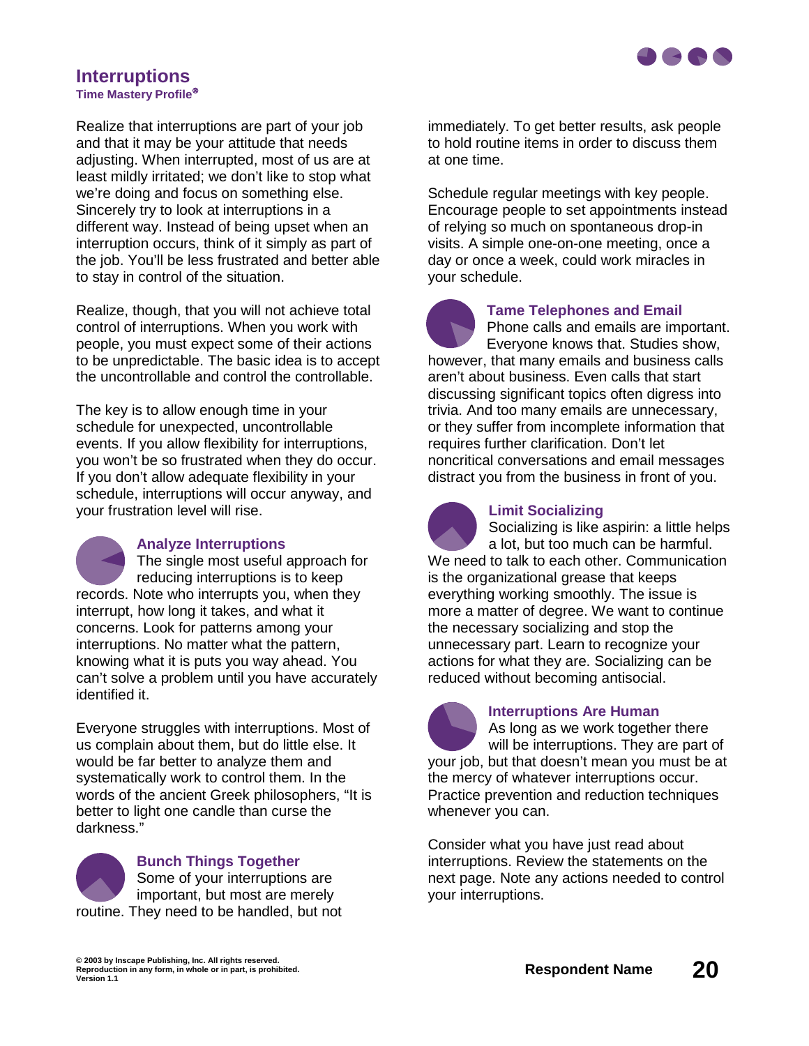# Interruptions

**Time Mastery Profile®**

Realize that interruptions are part of your job and that it may be your attitude that needs adjusting. When interrupted, most of us are at least mildly irritated; we don't like to stop what we're doing and focus on something else. Sincerely try to look at interruptions in a different way. Instead of being upset when an interruption occurs, think of it simply as part of the job. You'll be less frustrated and better able to stay in control of the situation.

Realize, though, that you will not achieve total control of interruptions. When you work with people, you must expect some of their actions to be unpredictable. The basic idea is to accept the uncontrollable and control the controllable.

The key is to allow enough time in your schedule for unexpected, uncontrollable events. If you allow flexibility for interruptions, you won't be so frustrated when they do occur. If you don't allow adequate flexibility in your schedule, interruptions will occur anyway, and your frustration level will rise.

### Analyze Interruptions

The single most useful approach for reducing interruptions is to keep records. Note who interrupts you, when they interrupt, how long it takes, and what it concerns. Look for patterns among your interruptions. No matter what the pattern, knowing what it is puts you way ahead. You can't solve a problem until you have accurately identified it.

Everyone struggles with interruptions. Most of us complain about them, but do little else. It would be far better to analyze them and systematically work to control them. In the words of the ancient Greek philosophers, "It is better to light one candle than curse the darkness."

### Bunch Things Together

Some of your interruptions are important, but most are merely routine. They need to be handled, but not immediately. To get better results, ask people to hold routine items in order to discuss them at one time.

Schedule regular meetings with key people. Encourage people to set appointments instead of relying so much on spontaneous drop-in visits. A simple one-on-one meeting, once a day or once a week, could work miracles in your schedule.

### Tame Telephones and Email

Phone calls and emails are important. Everyone knows that. Studies show, however, that many emails and business calls aren't about business. Even calls that start discussing significant topics often digress into trivia. And too many emails are unnecessary, or they suffer from incomplete information that requires further clarification. Don't let noncritical conversations and email messages distract you from the business in front of you.

### Limit Socializing

Socializing is like aspirin: a little helps a lot, but too much can be harmful. We need to talk to each other. Communication is the organizational grease that keeps everything working smoothly. The issue is more a matter of degree. We want to continue the necessary socializing and stop the unnecessary part. Learn to recognize your actions for what they are. Socializing can be reduced without becoming antisocial.

### Interruptions Are Human

As long as we work together there will be interruptions. They are part of your job, but that doesn't mean you must be at the mercy of whatever interruptions occur. Practice prevention and reduction techniques whenever you can.

Consider what you have just read about interruptions. Review the statements on the next page. Note any actions needed to control your interruptions.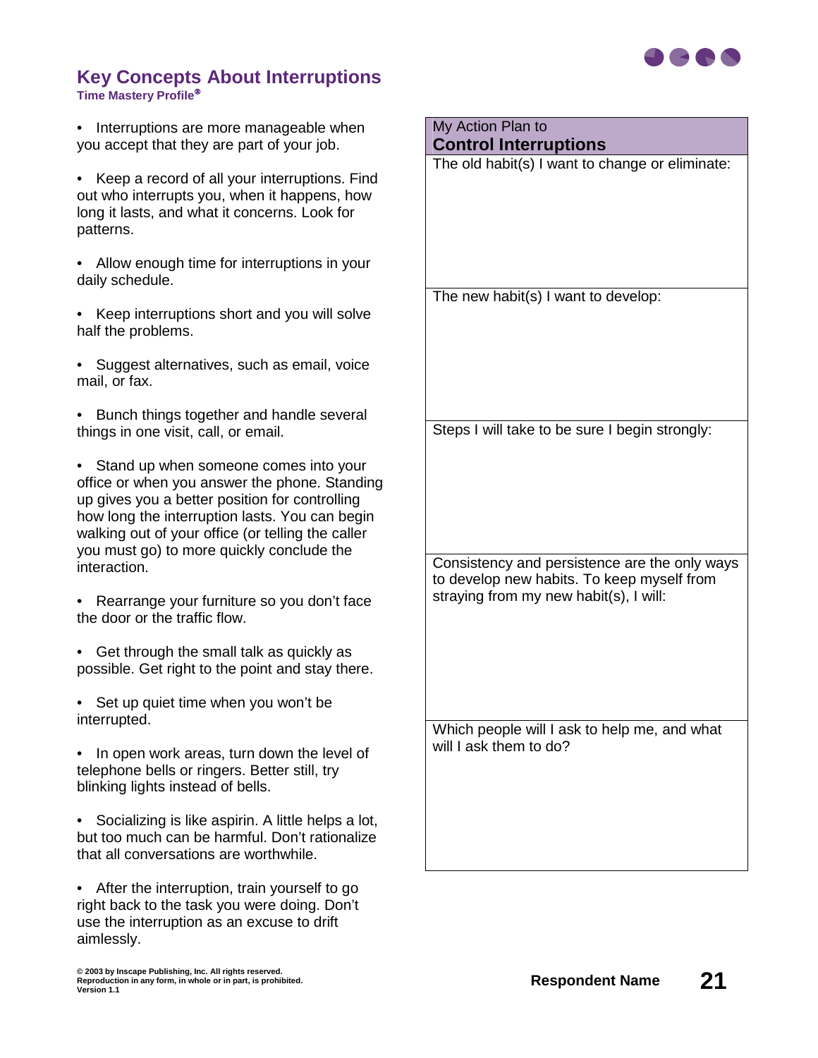## Key Concepts About Interruptions

**Time Mastery Profile®**

- Interruptions are more manageable when you accept that they are part of your job.
- Keep a record of all your interruptions. Find out who interrupts you, when it happens, how long it lasts, and what it concerns. Look for patterns.
- Allow enough time for interruptions in your daily schedule.
- Keep interruptions short and you will solve half the problems.
- Suggest alternatives, such as email, voice mail, or fax.
- Bunch things together and handle several things in one visit, call, or email.
- Stand up when someone comes into your office or when you answer the phone. Standing up gives you a better position for controlling how long the interruption lasts. You can begin walking out of your office (or telling the caller you must go) to more quickly conclude the interaction.
- Rearrange your furniture so you don't face the door or the traffic flow.
- Get through the small talk as quickly as possible. Get right to the point and stay there.
- Set up quiet time when you won't be interrupted.
- In open work areas, turn down the level of telephone bells or ringers. Better still, try blinking lights instead of bells.
- Socializing is like aspirin. A little helps a lot, but too much can be harmful. Don't rationalize that all conversations are worthwhile.
- After the interruption, train yourself to go right back to the task you were doing. Don't use the interruption as an excuse to drift aimlessly.

| My Action Plan to **Control Interruptions** |
|---|
| The old habit(s) I want to change or eliminate: |
| The new habit(s) I want to develop: |
| Steps I will take to be sure I begin strongly: |
| Consistency and persistence are the only ways to develop new habits. To keep myself from straying from my new habit(s), I will: |
| Which people will I ask to help me, and what will I ask them to do? |

© 2003 by Inscape Publishing, Inc. All rights reserved.
Reproduction in any form, in whole or in part, is prohibited.
Version 1.1

**Respondent Name**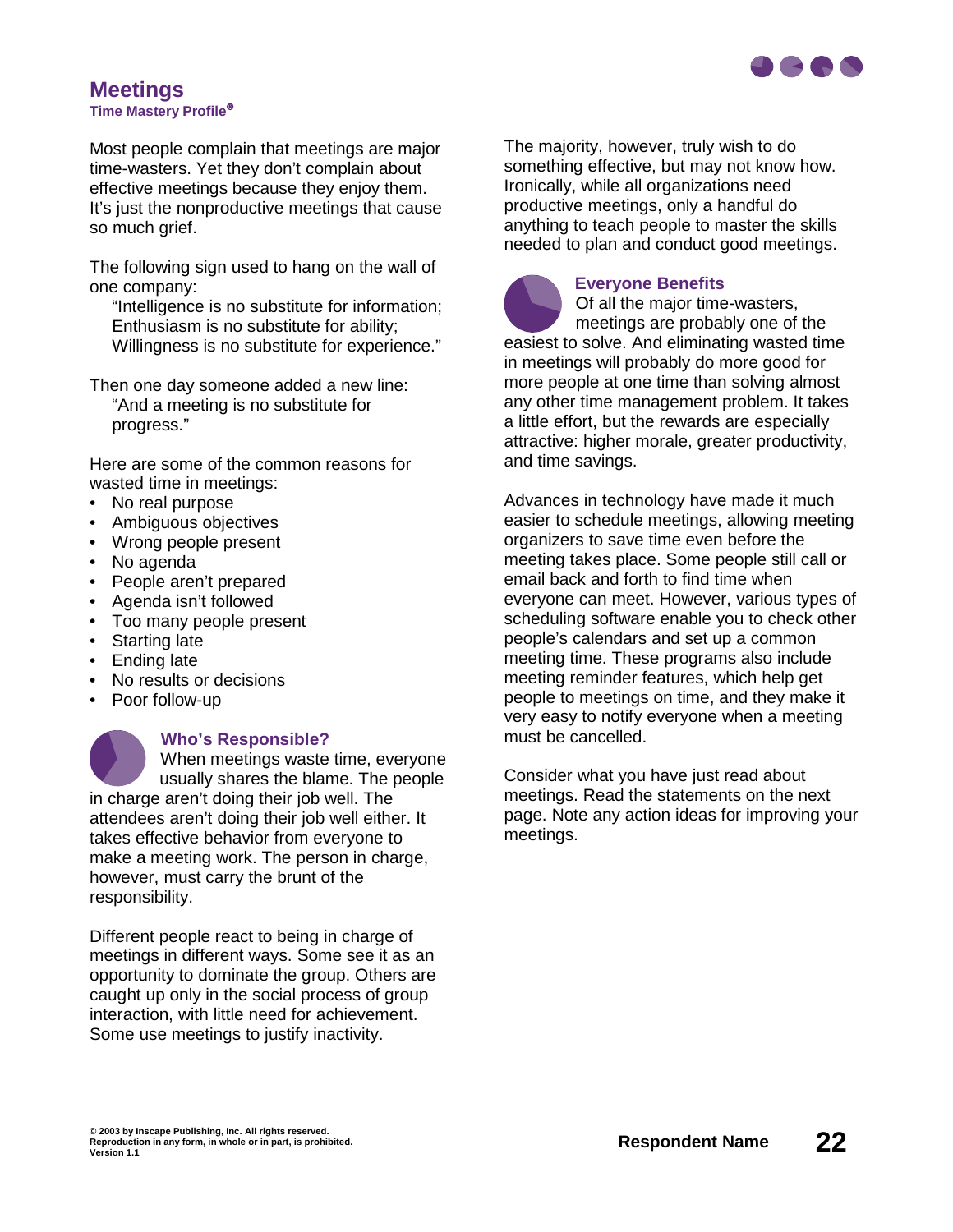# Meetings

**Time Mastery Profile®**

Most people complain that meetings are major time-wasters. Yet they don't complain about effective meetings because they enjoy them. It's just the nonproductive meetings that cause so much grief.

The following sign used to hang on the wall of one company:

> "Intelligence is no substitute for information;
> Enthusiasm is no substitute for ability;
> Willingness is no substitute for experience."

Then one day someone added a new line:

> "And a meeting is no substitute for progress."

Here are some of the common reasons for wasted time in meetings:

- No real purpose
- Ambiguous objectives
- Wrong people present
- No agenda
- People aren't prepared
- Agenda isn't followed
- Too many people present
- Starting late
- Ending late
- No results or decisions
- Poor follow-up

## Who's Responsible?

When meetings waste time, everyone usually shares the blame. The people in charge aren't doing their job well. The attendees aren't doing their job well either. It takes effective behavior from everyone to make a meeting work. The person in charge, however, must carry the brunt of the responsibility.

Different people react to being in charge of meetings in different ways. Some see it as an opportunity to dominate the group. Others are caught up only in the social process of group interaction, with little need for achievement. Some use meetings to justify inactivity.

The majority, however, truly wish to do something effective, but may not know how. Ironically, while all organizations need productive meetings, only a handful do anything to teach people to master the skills needed to plan and conduct good meetings.

## Everyone Benefits

Of all the major time-wasters, meetings are probably one of the easiest to solve. And eliminating wasted time in meetings will probably do more good for more people at one time than solving almost any other time management problem. It takes a little effort, but the rewards are especially attractive: higher morale, greater productivity, and time savings.

Advances in technology have made it much easier to schedule meetings, allowing meeting organizers to save time even before the meeting takes place. Some people still call or email back and forth to find time when everyone can meet. However, various types of scheduling software enable you to check other people's calendars and set up a common meeting time. These programs also include meeting reminder features, which help get people to meetings on time, and they make it very easy to notify everyone when a meeting must be cancelled.

Consider what you have just read about meetings. Read the statements on the next page. Note any action ideas for improving your meetings.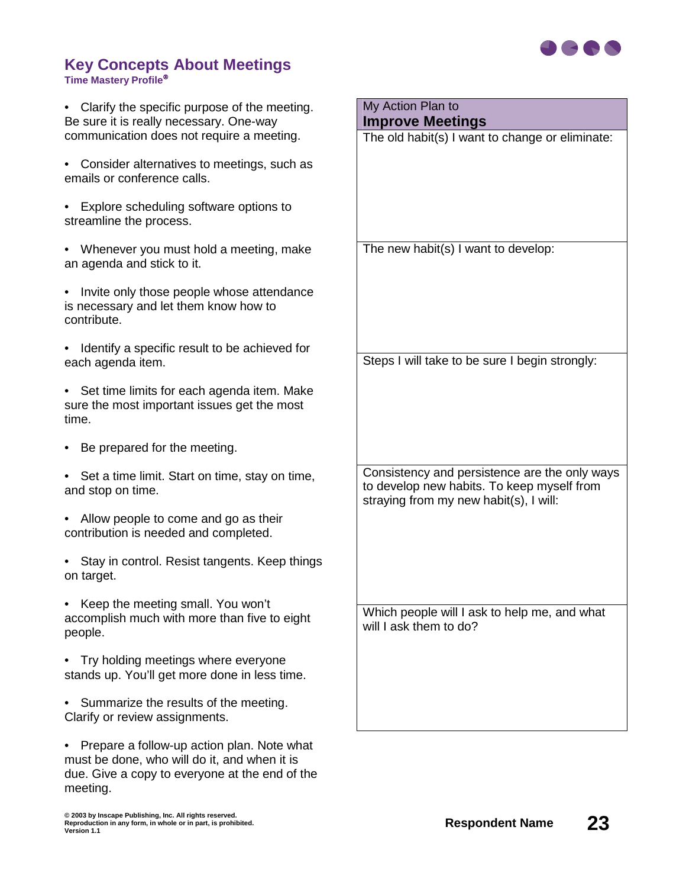# Key Concepts About Meetings

**Time Mastery Profile®**

- Clarify the specific purpose of the meeting. Be sure it is really necessary. One-way communication does not require a meeting.
- Consider alternatives to meetings, such as emails or conference calls.
- Explore scheduling software options to streamline the process.
- Whenever you must hold a meeting, make an agenda and stick to it.
- Invite only those people whose attendance is necessary and let them know how to contribute.
- Identify a specific result to be achieved for each agenda item.
- Set time limits for each agenda item. Make sure the most important issues get the most time.
- Be prepared for the meeting.
- Set a time limit. Start on time, stay on time, and stop on time.
- Allow people to come and go as their contribution is needed and completed.
- Stay in control. Resist tangents. Keep things on target.
- Keep the meeting small. You won't accomplish much with more than five to eight people.
- Try holding meetings where everyone stands up. You'll get more done in less time.
- Summarize the results of the meeting. Clarify or review assignments.
- Prepare a follow-up action plan. Note what must be done, who will do it, and when it is due. Give a copy to everyone at the end of the meeting.

| My Action Plan to **Improve Meetings** |
| --- |
| The old habit(s) I want to change or eliminate: |
| The new habit(s) I want to develop: |
| Steps I will take to be sure I begin strongly: |
| Consistency and persistence are the only ways to develop new habits. To keep myself from straying from my new habit(s), I will: |
| Which people will I ask to help me, and what will I ask them to do? |

© 2003 by Inscape Publishing, Inc. All rights reserved.
Reproduction in any form, in whole or in part, is prohibited.
Version 1.1

**Respondent Name**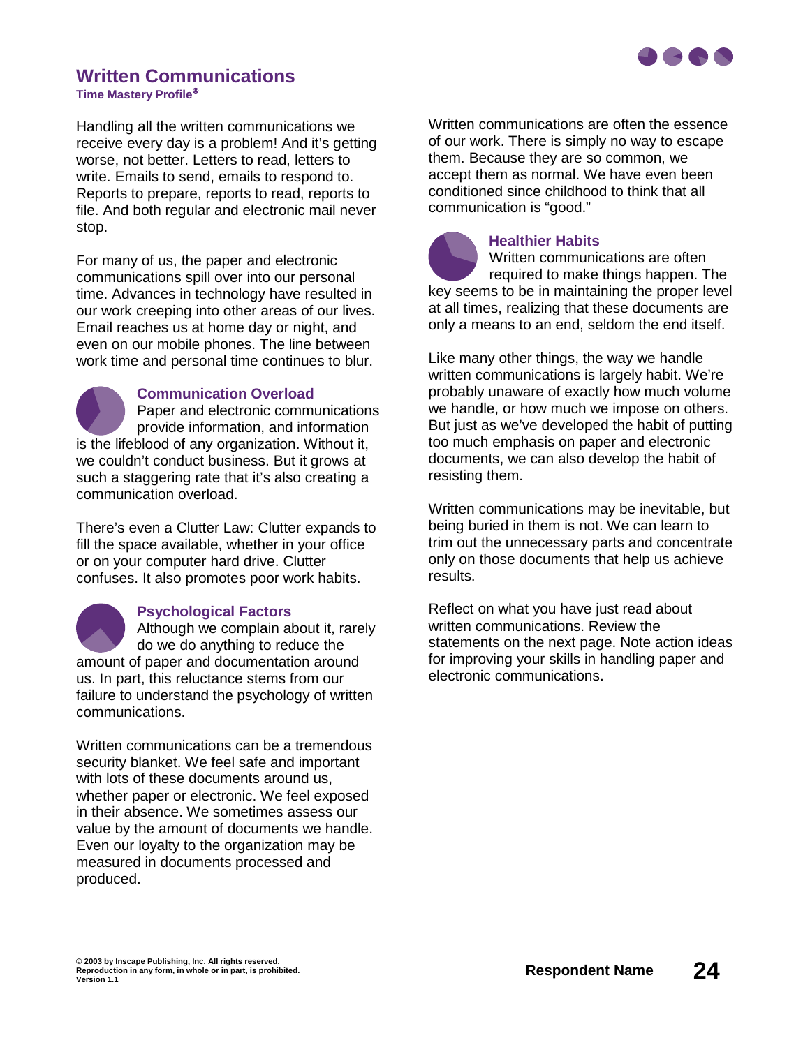# Written Communications

**Time Mastery Profile®**

Handling all the written communications we receive every day is a problem! And it's getting worse, not better. Letters to read, letters to write. Emails to send, emails to respond to. Reports to prepare, reports to read, reports to file. And both regular and electronic mail never stop.

For many of us, the paper and electronic communications spill over into our personal time. Advances in technology have resulted in our work creeping into other areas of our lives. Email reaches us at home day or night, and even on our mobile phones. The line between work time and personal time continues to blur.

### Communication Overload

Paper and electronic communications provide information, and information is the lifeblood of any organization. Without it, we couldn't conduct business. But it grows at such a staggering rate that it's also creating a communication overload.

There's even a Clutter Law: Clutter expands to fill the space available, whether in your office or on your computer hard drive. Clutter confuses. It also promotes poor work habits.

### Psychological Factors

Although we complain about it, rarely do we do anything to reduce the amount of paper and documentation around us. In part, this reluctance stems from our failure to understand the psychology of written communications.

Written communications can be a tremendous security blanket. We feel safe and important with lots of these documents around us, whether paper or electronic. We feel exposed in their absence. We sometimes assess our value by the amount of documents we handle. Even our loyalty to the organization may be measured in documents processed and produced.

Written communications are often the essence of our work. There is simply no way to escape them. Because they are so common, we accept them as normal. We have even been conditioned since childhood to think that all communication is "good."

### Healthier Habits

Written communications are often required to make things happen. The key seems to be in maintaining the proper level at all times, realizing that these documents are only a means to an end, seldom the end itself.

Like many other things, the way we handle written communications is largely habit. We're probably unaware of exactly how much volume we handle, or how much we impose on others. But just as we've developed the habit of putting too much emphasis on paper and electronic documents, we can also develop the habit of resisting them.

Written communications may be inevitable, but being buried in them is not. We can learn to trim out the unnecessary parts and concentrate only on those documents that help us achieve results.

Reflect on what you have just read about written communications. Review the statements on the next page. Note action ideas for improving your skills in handling paper and electronic communications.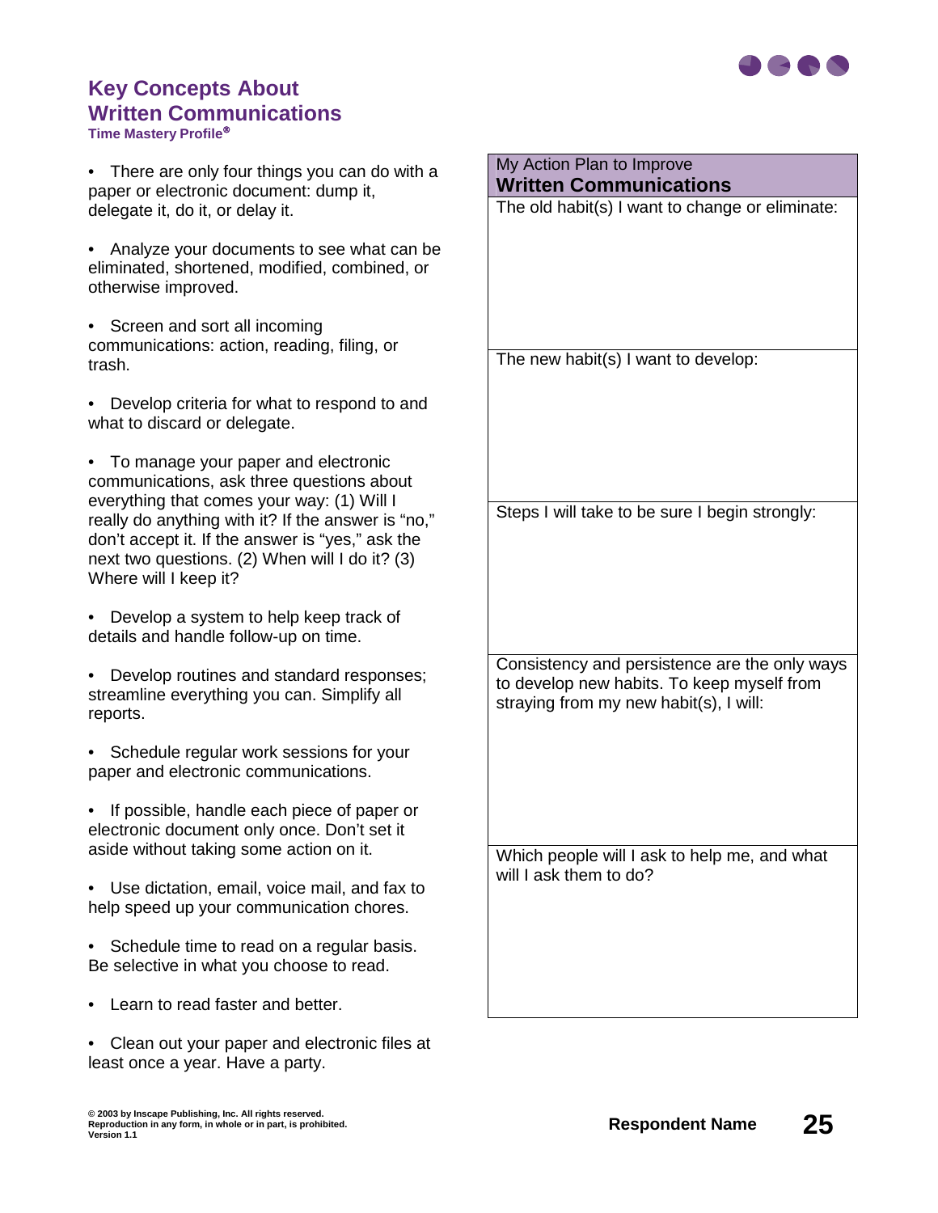# Key Concepts About Written Communications

**Time Mastery Profile®**

- There are only four things you can do with a paper or electronic document: dump it, delegate it, do it, or delay it.
- Analyze your documents to see what can be eliminated, shortened, modified, combined, or otherwise improved.
- Screen and sort all incoming communications: action, reading, filing, or trash.
- Develop criteria for what to respond to and what to discard or delegate.
- To manage your paper and electronic communications, ask three questions about everything that comes your way: (1) Will I really do anything with it? If the answer is "no," don't accept it. If the answer is "yes," ask the next two questions. (2) When will I do it? (3) Where will I keep it?
- Develop a system to help keep track of details and handle follow-up on time.
- Develop routines and standard responses; streamline everything you can. Simplify all reports.
- Schedule regular work sessions for your paper and electronic communications.
- If possible, handle each piece of paper or electronic document only once. Don't set it aside without taking some action on it.
- Use dictation, email, voice mail, and fax to help speed up your communication chores.
- Schedule time to read on a regular basis. Be selective in what you choose to read.
- Learn to read faster and better.
- Clean out your paper and electronic files at least once a year. Have a party.

| My Action Plan to Improve **Written Communications** |
|---|
| The old habit(s) I want to change or eliminate: |
| The new habit(s) I want to develop: |
| Steps I will take to be sure I begin strongly: |
| Consistency and persistence are the only ways to develop new habits. To keep myself from straying from my new habit(s), I will: |
| Which people will I ask to help me, and what will I ask them to do? |

© 2003 by Inscape Publishing, Inc. All rights reserved.
Reproduction in any form, in whole or in part, is prohibited.
Version 1.1

**Respondent Name**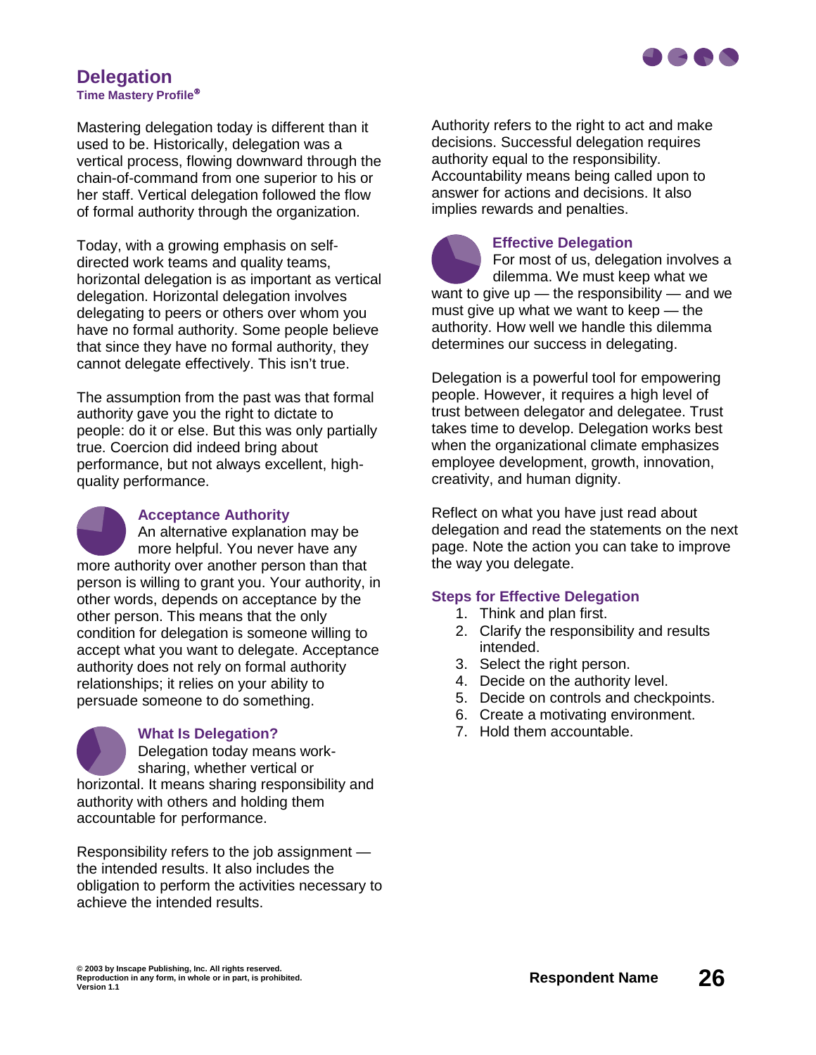# Delegation

**Time Mastery Profile®**

Mastering delegation today is different than it used to be. Historically, delegation was a vertical process, flowing downward through the chain-of-command from one superior to his or her staff. Vertical delegation followed the flow of formal authority through the organization.

Today, with a growing emphasis on self-directed work teams and quality teams, horizontal delegation is as important as vertical delegation. Horizontal delegation involves delegating to peers or others over whom you have no formal authority. Some people believe that since they have no formal authority, they cannot delegate effectively. This isn't true.

The assumption from the past was that formal authority gave you the right to dictate to people: do it or else. But this was only partially true. Coercion did indeed bring about performance, but not always excellent, high-quality performance.

## Acceptance Authority

An alternative explanation may be more helpful. You never have any more authority over another person than that person is willing to grant you. Your authority, in other words, depends on acceptance by the other person. This means that the only condition for delegation is someone willing to accept what you want to delegate. Acceptance authority does not rely on formal authority relationships; it relies on your ability to persuade someone to do something.

## What Is Delegation?

Delegation today means work-sharing, whether vertical or horizontal. It means sharing responsibility and authority with others and holding them accountable for performance.

Responsibility refers to the job assignment — the intended results. It also includes the obligation to perform the activities necessary to achieve the intended results.

Authority refers to the right to act and make decisions. Successful delegation requires authority equal to the responsibility. Accountability means being called upon to answer for actions and decisions. It also implies rewards and penalties.

## Effective Delegation

For most of us, delegation involves a dilemma. We must keep what we want to give up — the responsibility — and we must give up what we want to keep — the authority. How well we handle this dilemma determines our success in delegating.

Delegation is a powerful tool for empowering people. However, it requires a high level of trust between delegator and delegatee. Trust takes time to develop. Delegation works best when the organizational climate emphasizes employee development, growth, innovation, creativity, and human dignity.

Reflect on what you have just read about delegation and read the statements on the next page. Note the action you can take to improve the way you delegate.

## Steps for Effective Delegation

1. Think and plan first.
2. Clarify the responsibility and results intended.
3. Select the right person.
4. Decide on the authority level.
5. Decide on controls and checkpoints.
6. Create a motivating environment.
7. Hold them accountable.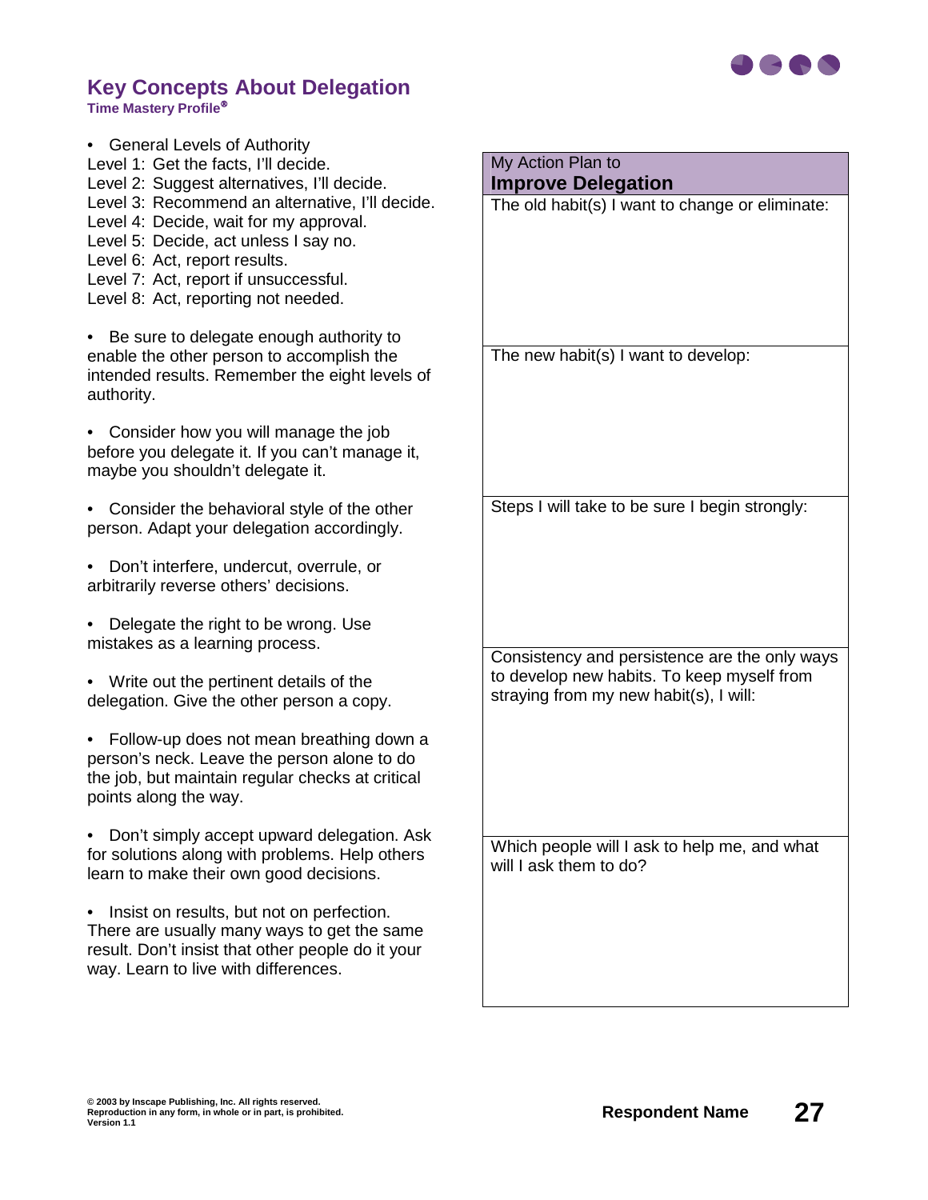## Key Concepts About Delegation

**Time Mastery Profile®**

- General Levels of Authority

Level 1: Get the facts, I'll decide.
Level 2: Suggest alternatives, I'll decide.
Level 3: Recommend an alternative, I'll decide.
Level 4: Decide, wait for my approval.
Level 5: Decide, act unless I say no.
Level 6: Act, report results.
Level 7: Act, report if unsuccessful.
Level 8: Act, reporting not needed.

- Be sure to delegate enough authority to enable the other person to accomplish the intended results. Remember the eight levels of authority.

- Consider how you will manage the job before you delegate it. If you can't manage it, maybe you shouldn't delegate it.

- Consider the behavioral style of the other person. Adapt your delegation accordingly.

- Don't interfere, undercut, overrule, or arbitrarily reverse others' decisions.

- Delegate the right to be wrong. Use mistakes as a learning process.

- Write out the pertinent details of the delegation. Give the other person a copy.

- Follow-up does not mean breathing down a person's neck. Leave the person alone to do the job, but maintain regular checks at critical points along the way.

- Don't simply accept upward delegation. Ask for solutions along with problems. Help others learn to make their own good decisions.

- Insist on results, but not on perfection. There are usually many ways to get the same result. Don't insist that other people do it your way. Learn to live with differences.

| My Action Plan to **Improve Delegation** |
|---|
| The old habit(s) I want to change or eliminate: |
| The new habit(s) I want to develop: |
| Steps I will take to be sure I begin strongly: |
| Consistency and persistence are the only ways to develop new habits. To keep myself from straying from my new habit(s), I will: |
| Which people will I ask to help me, and what will I ask them to do? |

© 2003 by Inscape Publishing, Inc. All rights reserved.
Reproduction in any form, in whole or in part, is prohibited.
Version 1.1

**Respondent Name**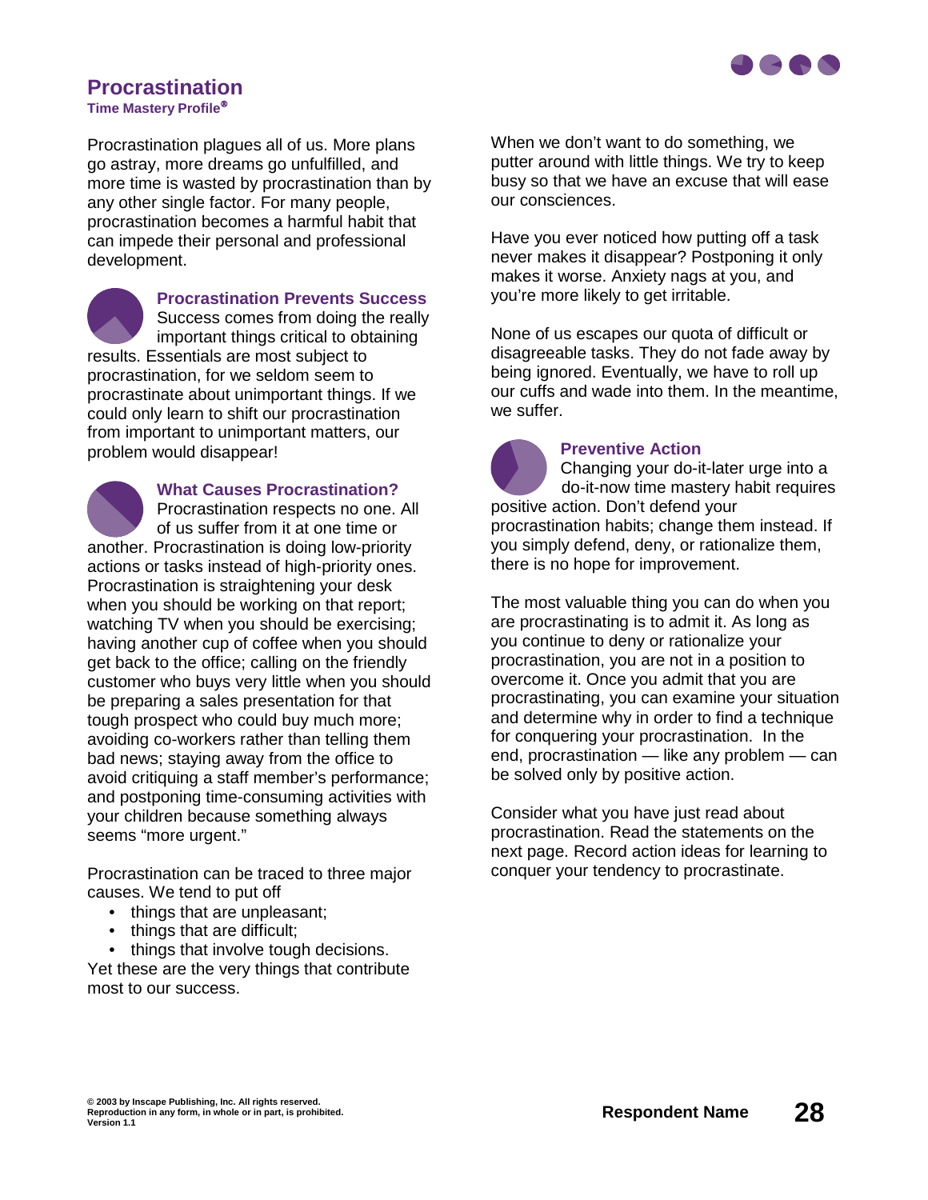# Procrastination

**Time Mastery Profile®**

Procrastination plagues all of us. More plans go astray, more dreams go unfulfilled, and more time is wasted by procrastination than by any other single factor. For many people, procrastination becomes a harmful habit that can impede their personal and professional development.

### Procrastination Prevents Success

Success comes from doing the really important things critical to obtaining results. Essentials are most subject to procrastination, for we seldom seem to procrastinate about unimportant things. If we could only learn to shift our procrastination from important to unimportant matters, our problem would disappear!

### What Causes Procrastination?

Procrastination respects no one. All of us suffer from it at one time or another. Procrastination is doing low-priority actions or tasks instead of high-priority ones. Procrastination is straightening your desk when you should be working on that report; watching TV when you should be exercising; having another cup of coffee when you should get back to the office; calling on the friendly customer who buys very little when you should be preparing a sales presentation for that tough prospect who could buy much more; avoiding co-workers rather than telling them bad news; staying away from the office to avoid critiquing a staff member's performance; and postponing time-consuming activities with your children because something always seems "more urgent."

Procrastination can be traced to three major causes. We tend to put off

- things that are unpleasant;
- things that are difficult;
- things that involve tough decisions.

Yet these are the very things that contribute most to our success.

When we don't want to do something, we putter around with little things. We try to keep busy so that we have an excuse that will ease our consciences.

Have you ever noticed how putting off a task never makes it disappear? Postponing it only makes it worse. Anxiety nags at you, and you're more likely to get irritable.

None of us escapes our quota of difficult or disagreeable tasks. They do not fade away by being ignored. Eventually, we have to roll up our cuffs and wade into them. In the meantime, we suffer.

### Preventive Action

Changing your do-it-later urge into a do-it-now time mastery habit requires positive action. Don't defend your procrastination habits; change them instead. If you simply defend, deny, or rationalize them, there is no hope for improvement.

The most valuable thing you can do when you are procrastinating is to admit it. As long as you continue to deny or rationalize your procrastination, you are not in a position to overcome it. Once you admit that you are procrastinating, you can examine your situation and determine why in order to find a technique for conquering your procrastination. In the end, procrastination — like any problem — can be solved only by positive action.

Consider what you have just read about procrastination. Read the statements on the next page. Record action ideas for learning to conquer your tendency to procrastinate.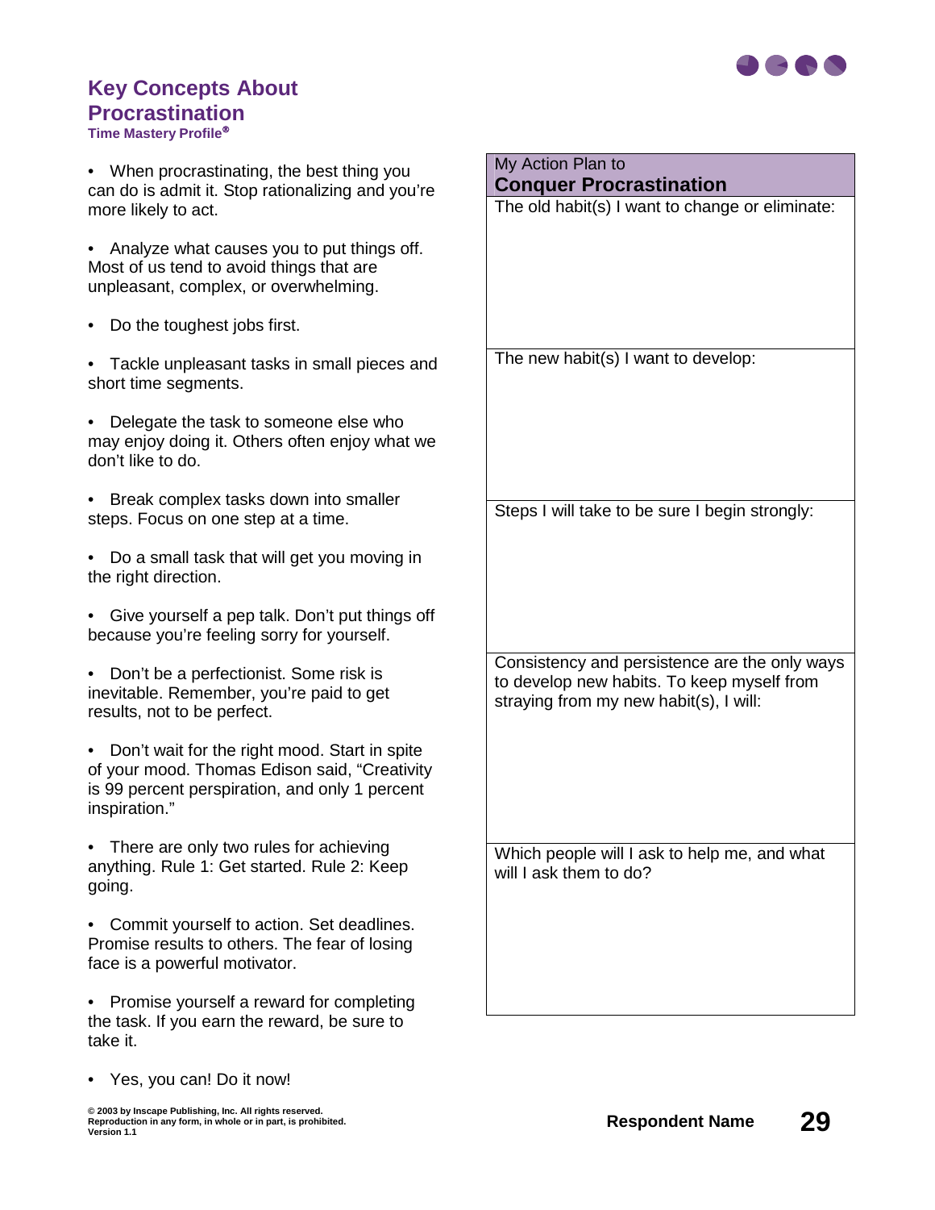## Key Concepts About Procrastination

**Time Mastery Profile®**

- When procrastinating, the best thing you can do is admit it. Stop rationalizing and you're more likely to act.
- Analyze what causes you to put things off. Most of us tend to avoid things that are unpleasant, complex, or overwhelming.
- Do the toughest jobs first.
- Tackle unpleasant tasks in small pieces and short time segments.
- Delegate the task to someone else who may enjoy doing it. Others often enjoy what we don't like to do.
- Break complex tasks down into smaller steps. Focus on one step at a time.
- Do a small task that will get you moving in the right direction.
- Give yourself a pep talk. Don't put things off because you're feeling sorry for yourself.
- Don't be a perfectionist. Some risk is inevitable. Remember, you're paid to get results, not to be perfect.
- Don't wait for the right mood. Start in spite of your mood. Thomas Edison said, "Creativity is 99 percent perspiration, and only 1 percent inspiration."
- There are only two rules for achieving anything. Rule 1: Get started. Rule 2: Keep going.
- Commit yourself to action. Set deadlines. Promise results to others. The fear of losing face is a powerful motivator.
- Promise yourself a reward for completing the task. If you earn the reward, be sure to take it.
- Yes, you can! Do it now!

| My Action Plan to **Conquer Procrastination** |
|---|
| The old habit(s) I want to change or eliminate: |
| The new habit(s) I want to develop: |
| Steps I will take to be sure I begin strongly: |
| Consistency and persistence are the only ways to develop new habits. To keep myself from straying from my new habit(s), I will: |
| Which people will I ask to help me, and what will I ask them to do? |

© 2003 by Inscape Publishing, Inc. All rights reserved.
Reproduction in any form, in whole or in part, is prohibited.
Version 1.1

**Respondent Name**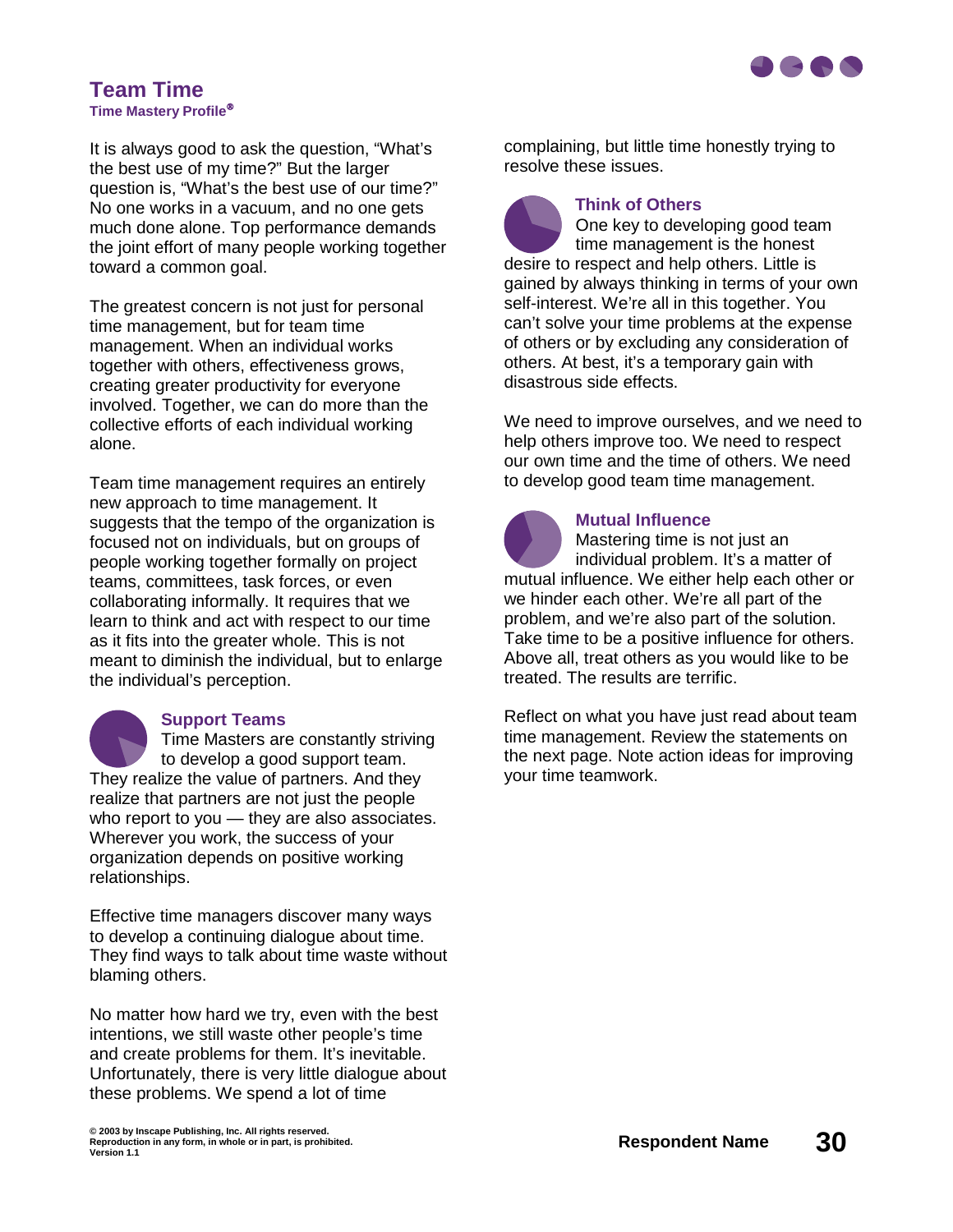# Team Time

**Time Mastery Profile®**

It is always good to ask the question, "What's the best use of my time?" But the larger question is, "What's the best use of our time?" No one works in a vacuum, and no one gets much done alone. Top performance demands the joint effort of many people working together toward a common goal.

The greatest concern is not just for personal time management, but for team time management. When an individual works together with others, effectiveness grows, creating greater productivity for everyone involved. Together, we can do more than the collective efforts of each individual working alone.

Team time management requires an entirely new approach to time management. It suggests that the tempo of the organization is focused not on individuals, but on groups of people working together formally on project teams, committees, task forces, or even collaborating informally. It requires that we learn to think and act with respect to our time as it fits into the greater whole. This is not meant to diminish the individual, but to enlarge the individual's perception.

## Support Teams

Time Masters are constantly striving to develop a good support team. They realize the value of partners. And they realize that partners are not just the people who report to you — they are also associates. Wherever you work, the success of your organization depends on positive working relationships.

Effective time managers discover many ways to develop a continuing dialogue about time. They find ways to talk about time waste without blaming others.

No matter how hard we try, even with the best intentions, we still waste other people's time and create problems for them. It's inevitable. Unfortunately, there is very little dialogue about these problems. We spend a lot of time complaining, but little time honestly trying to resolve these issues.

## Think of Others

One key to developing good team time management is the honest desire to respect and help others. Little is gained by always thinking in terms of your own self-interest. We're all in this together. You can't solve your time problems at the expense of others or by excluding any consideration of others. At best, it's a temporary gain with disastrous side effects.

We need to improve ourselves, and we need to help others improve too. We need to respect our own time and the time of others. We need to develop good team time management.

## Mutual Influence

Mastering time is not just an individual problem. It's a matter of mutual influence. We either help each other or we hinder each other. We're all part of the problem, and we're also part of the solution. Take time to be a positive influence for others. Above all, treat others as you would like to be treated. The results are terrific.

Reflect on what you have just read about team time management. Review the statements on the next page. Note action ideas for improving your time teamwork.

© 2003 by Inscape Publishing, Inc. All rights reserved.
Reproduction in any form, in whole or in part, is prohibited.
Version 1.1

Respondent Name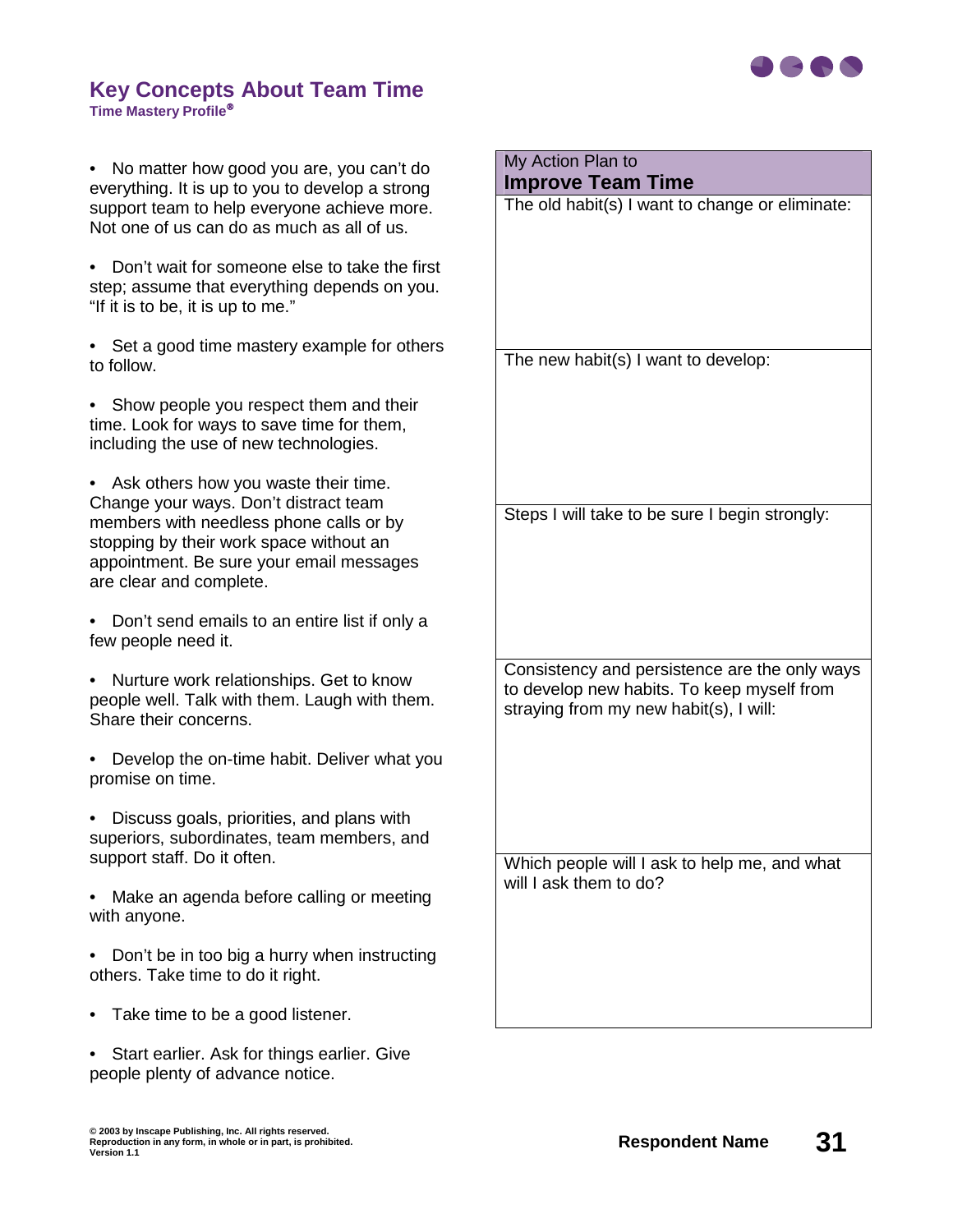# Key Concepts About Team Time

**Time Mastery Profile®**

- No matter how good you are, you can't do everything. It is up to you to develop a strong support team to help everyone achieve more. Not one of us can do as much as all of us.
- Don't wait for someone else to take the first step; assume that everything depends on you. "If it is to be, it is up to me."
- Set a good time mastery example for others to follow.
- Show people you respect them and their time. Look for ways to save time for them, including the use of new technologies.
- Ask others how you waste their time. Change your ways. Don't distract team members with needless phone calls or by stopping by their work space without an appointment. Be sure your email messages are clear and complete.
- Don't send emails to an entire list if only a few people need it.
- Nurture work relationships. Get to know people well. Talk with them. Laugh with them. Share their concerns.
- Develop the on-time habit. Deliver what you promise on time.
- Discuss goals, priorities, and plans with superiors, subordinates, team members, and support staff. Do it often.
- Make an agenda before calling or meeting with anyone.
- Don't be in too big a hurry when instructing others. Take time to do it right.
- Take time to be a good listener.
- Start earlier. Ask for things earlier. Give people plenty of advance notice.

| My Action Plan to **Improve Team Time** |
|---|
| The old habit(s) I want to change or eliminate: |
| The new habit(s) I want to develop: |
| Steps I will take to be sure I begin strongly: |
| Consistency and persistence are the only ways to develop new habits. To keep myself from straying from my new habit(s), I will: |
| Which people will I ask to help me, and what will I ask them to do? |

© 2003 by Inscape Publishing, Inc. All rights reserved.
Reproduction in any form, in whole or in part, is prohibited.
Version 1.1

**Respondent Name**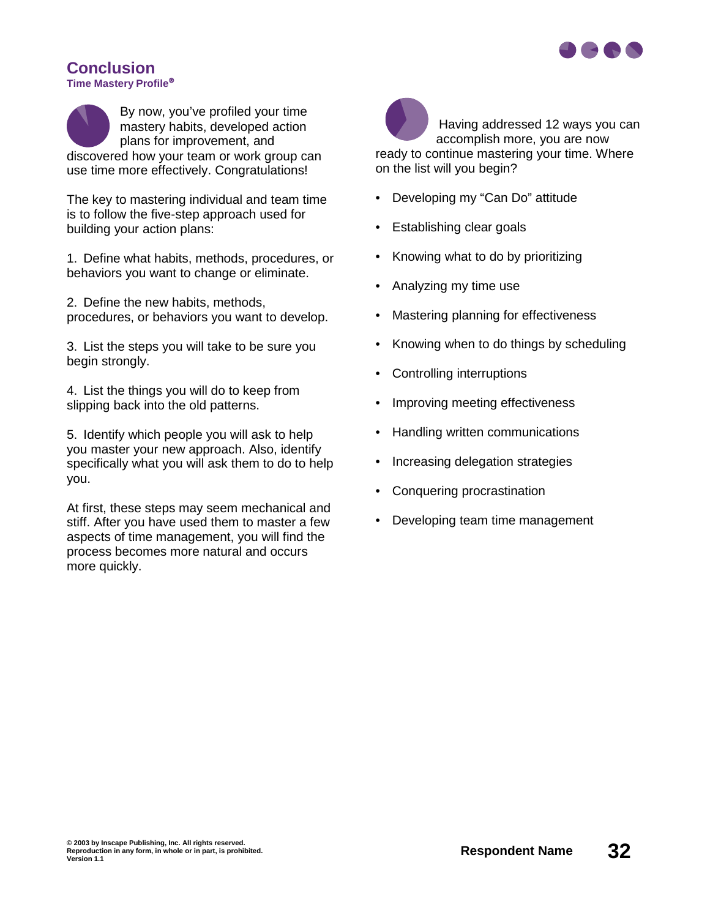# Conclusion

**Time Mastery Profile®**

By now, you've profiled your time mastery habits, developed action plans for improvement, and discovered how your team or work group can use time more effectively. Congratulations!

The key to mastering individual and team time is to follow the five-step approach used for building your action plans:

1. Define what habits, methods, procedures, or behaviors you want to change or eliminate.

2. Define the new habits, methods, procedures, or behaviors you want to develop.

3. List the steps you will take to be sure you begin strongly.

4. List the things you will do to keep from slipping back into the old patterns.

5. Identify which people you will ask to help you master your new approach. Also, identify specifically what you will ask them to do to help you.

At first, these steps may seem mechanical and stiff. After you have used them to master a few aspects of time management, you will find the process becomes more natural and occurs more quickly.

Having addressed 12 ways you can accomplish more, you are now ready to continue mastering your time. Where on the list will you begin?

- Developing my "Can Do" attitude
- Establishing clear goals
- Knowing what to do by prioritizing
- Analyzing my time use
- Mastering planning for effectiveness
- Knowing when to do things by scheduling
- Controlling interruptions
- Improving meeting effectiveness
- Handling written communications
- Increasing delegation strategies
- Conquering procrastination
- Developing team time management

© 2003 by Inscape Publishing, Inc. All rights reserved.
Reproduction in any form, in whole or in part, is prohibited.
Version 1.1

**Respondent Name**